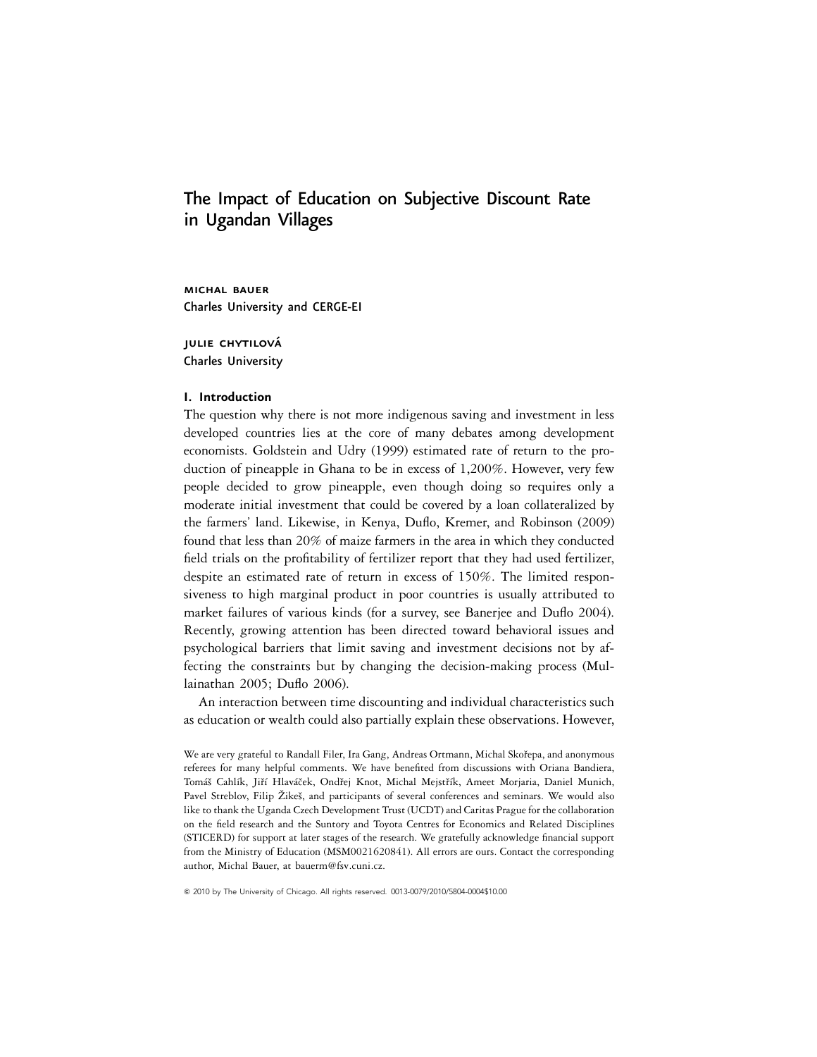# The Impact of Education on Subjective Discount Rate in Ugandan Villages

MICHAL BAUER
Charles University and CERGE-EI

JULIE CHYTILOVÁ
Charles University

## I. Introduction

The question why there is not more indigenous saving and investment in less developed countries lies at the core of many debates among development economists. Goldstein and Udry (1999) estimated rate of return to the production of pineapple in Ghana to be in excess of 1,200%. However, very few people decided to grow pineapple, even though doing so requires only a moderate initial investment that could be covered by a loan collateralized by the farmers' land. Likewise, in Kenya, Duflo, Kremer, and Robinson (2009) found that less than 20% of maize farmers in the area in which they conducted field trials on the profitability of fertilizer report that they had used fertilizer, despite an estimated rate of return in excess of 150%. The limited responsiveness to high marginal product in poor countries is usually attributed to market failures of various kinds (for a survey, see Banerjee and Duflo 2004). Recently, growing attention has been directed toward behavioral issues and psychological barriers that limit saving and investment decisions not by affecting the constraints but by changing the decision-making process (Mullainathan 2005; Duflo 2006).

An interaction between time discounting and individual characteristics such as education or wealth could also partially explain these observations. However,

We are very grateful to Randall Filer, Ira Gang, Andreas Ortmann, Michal Skořepa, and anonymous referees for many helpful comments. We have benefited from discussions with Oriana Bandiera, Tomáš Cahlík, Jiří Hlaváček, Ondřej Knot, Michal Mejstřík, Ameet Morjaria, Daniel Munich, Pavel Streblov, Filip Žikeš, and participants of several conferences and seminars. We would also like to thank the Uganda Czech Development Trust (UCDT) and Caritas Prague for the collaboration on the field research and the Suntory and Toyota Centres for Economics and Related Disciplines (STICERD) for support at later stages of the research. We gratefully acknowledge financial support from the Ministry of Education (MSM0021620841). All errors are ours. Contact the corresponding author, Michal Bauer, at bauerm@fsv.cuni.cz.

© 2010 by The University of Chicago. All rights reserved. 0013-0079/2010/5804-0004$10.00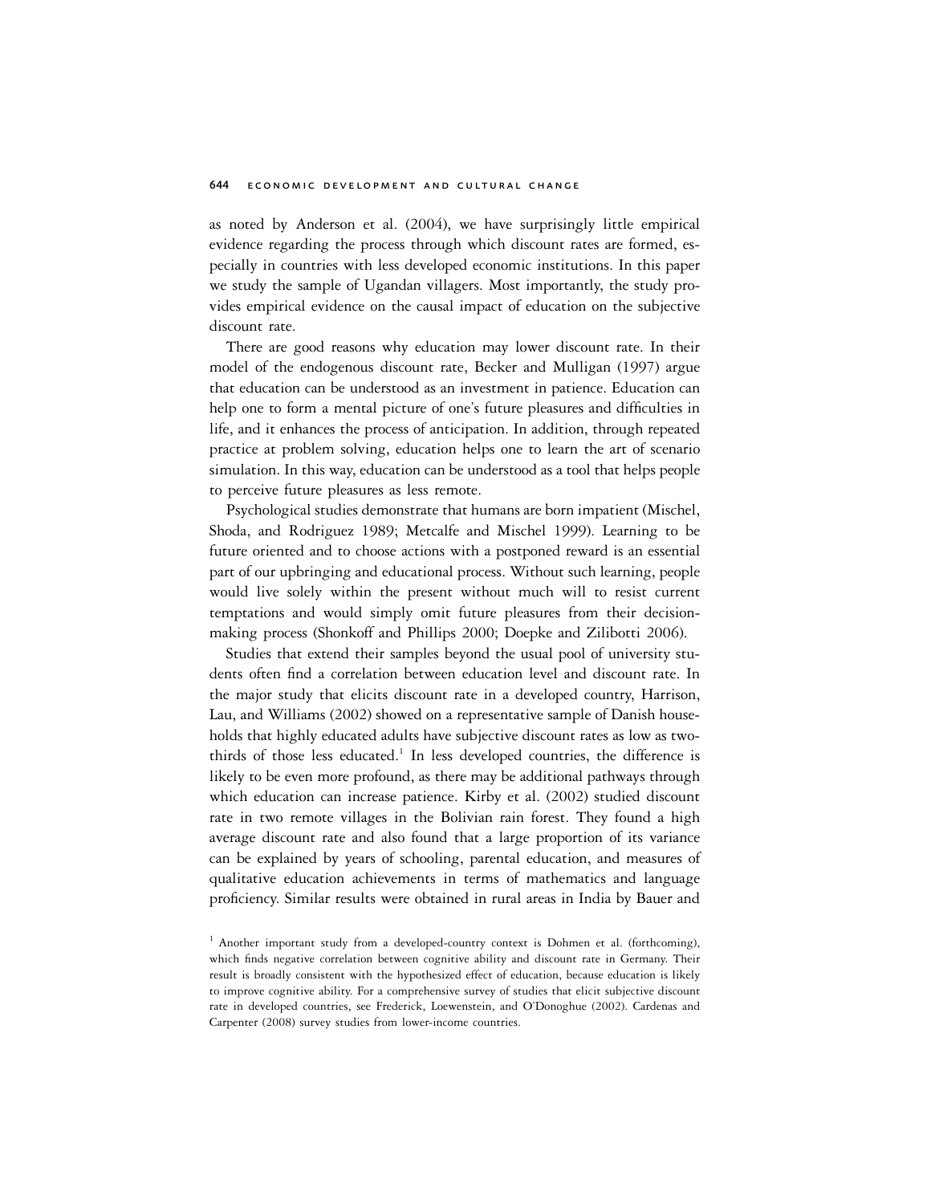as noted by Anderson et al. (2004), we have surprisingly little empirical evidence regarding the process through which discount rates are formed, especially in countries with less developed economic institutions. In this paper we study the sample of Ugandan villagers. Most importantly, the study provides empirical evidence on the causal impact of education on the subjective discount rate.

There are good reasons why education may lower discount rate. In their model of the endogenous discount rate, Becker and Mulligan (1997) argue that education can be understood as an investment in patience. Education can help one to form a mental picture of one's future pleasures and difficulties in life, and it enhances the process of anticipation. In addition, through repeated practice at problem solving, education helps one to learn the art of scenario simulation. In this way, education can be understood as a tool that helps people to perceive future pleasures as less remote.

Psychological studies demonstrate that humans are born impatient (Mischel, Shoda, and Rodriguez 1989; Metcalfe and Mischel 1999). Learning to be future oriented and to choose actions with a postponed reward is an essential part of our upbringing and educational process. Without such learning, people would live solely within the present without much will to resist current temptations and would simply omit future pleasures from their decision-making process (Shonkoff and Phillips 2000; Doepke and Zilibotti 2006).

Studies that extend their samples beyond the usual pool of university students often find a correlation between education level and discount rate. In the major study that elicits discount rate in a developed country, Harrison, Lau, and Williams (2002) showed on a representative sample of Danish households that highly educated adults have subjective discount rates as low as two-thirds of those less educated.[1] In less developed countries, the difference is likely to be even more profound, as there may be additional pathways through which education can increase patience. Kirby et al. (2002) studied discount rate in two remote villages in the Bolivian rain forest. They found a high average discount rate and also found that a large proportion of its variance can be explained by years of schooling, parental education, and measures of qualitative education achievements in terms of mathematics and language proficiency. Similar results were obtained in rural areas in India by Bauer and

[1] Another important study from a developed-country context is Dohmen et al. (forthcoming), which finds negative correlation between cognitive ability and discount rate in Germany. Their result is broadly consistent with the hypothesized effect of education, because education is likely to improve cognitive ability. For a comprehensive survey of studies that elicit subjective discount rate in developed countries, see Frederick, Loewenstein, and O'Donoghue (2002). Cardenas and Carpenter (2008) survey studies from lower-income countries.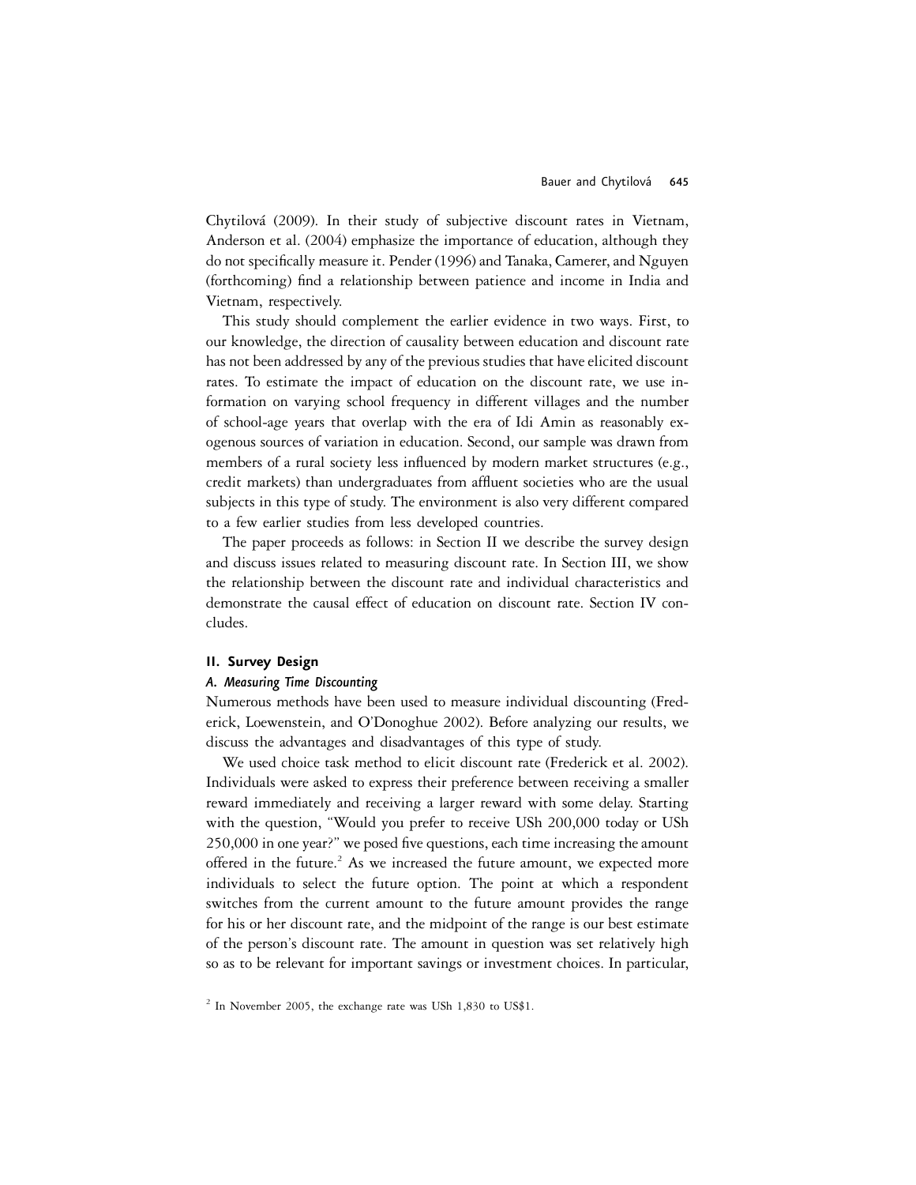Chytilová (2009). In their study of subjective discount rates in Vietnam, Anderson et al. (2004) emphasize the importance of education, although they do not specifically measure it. Pender (1996) and Tanaka, Camerer, and Nguyen (forthcoming) find a relationship between patience and income in India and Vietnam, respectively.

This study should complement the earlier evidence in two ways. First, to our knowledge, the direction of causality between education and discount rate has not been addressed by any of the previous studies that have elicited discount rates. To estimate the impact of education on the discount rate, we use information on varying school frequency in different villages and the number of school-age years that overlap with the era of Idi Amin as reasonably exogenous sources of variation in education. Second, our sample was drawn from members of a rural society less influenced by modern market structures (e.g., credit markets) than undergraduates from affluent societies who are the usual subjects in this type of study. The environment is also very different compared to a few earlier studies from less developed countries.

The paper proceeds as follows: in Section II we describe the survey design and discuss issues related to measuring discount rate. In Section III, we show the relationship between the discount rate and individual characteristics and demonstrate the causal effect of education on discount rate. Section IV concludes.

## II. Survey Design

### *A. Measuring Time Discounting*

Numerous methods have been used to measure individual discounting (Frederick, Loewenstein, and O'Donoghue 2002). Before analyzing our results, we discuss the advantages and disadvantages of this type of study.

We used choice task method to elicit discount rate (Frederick et al. 2002). Individuals were asked to express their preference between receiving a smaller reward immediately and receiving a larger reward with some delay. Starting with the question, "Would you prefer to receive USh 200,000 today or USh 250,000 in one year?" we posed five questions, each time increasing the amount offered in the future.[2] As we increased the future amount, we expected more individuals to select the future option. The point at which a respondent switches from the current amount to the future amount provides the range for his or her discount rate, and the midpoint of the range is our best estimate of the person's discount rate. The amount in question was set relatively high so as to be relevant for important savings or investment choices. In particular,

[2] In November 2005, the exchange rate was USh 1,830 to US$1.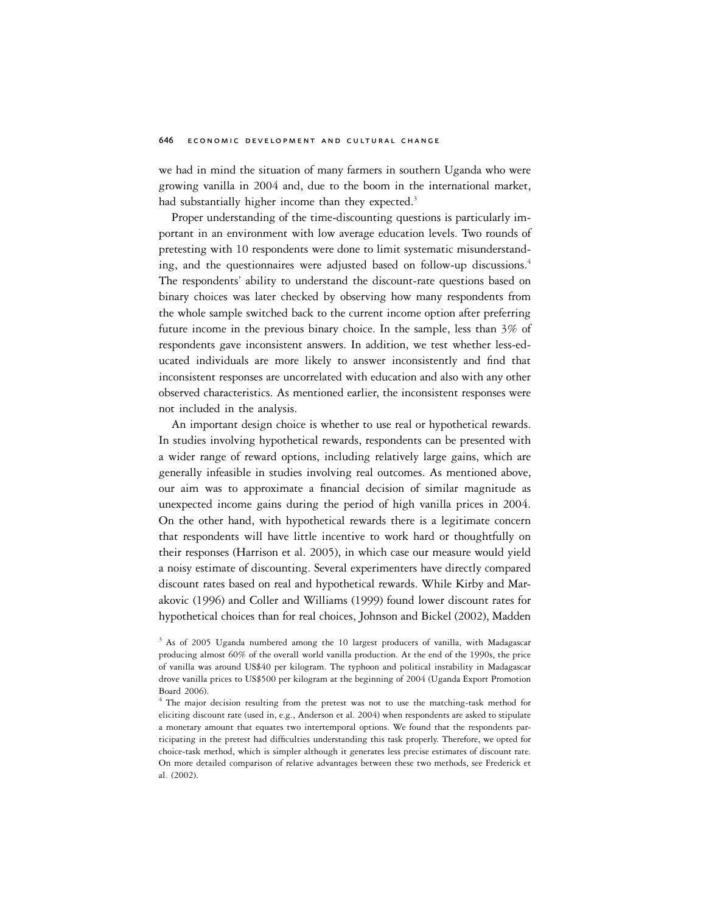we had in mind the situation of many farmers in southern Uganda who were growing vanilla in 2004 and, due to the boom in the international market, had substantially higher income than they expected.[3]

Proper understanding of the time-discounting questions is particularly important in an environment with low average education levels. Two rounds of pretesting with 10 respondents were done to limit systematic misunderstanding, and the questionnaires were adjusted based on follow-up discussions.[4] The respondents' ability to understand the discount-rate questions based on binary choices was later checked by observing how many respondents from the whole sample switched back to the current income option after preferring future income in the previous binary choice. In the sample, less than 3% of respondents gave inconsistent answers. In addition, we test whether less-educated individuals are more likely to answer inconsistently and find that inconsistent responses are uncorrelated with education and also with any other observed characteristics. As mentioned earlier, the inconsistent responses were not included in the analysis.

An important design choice is whether to use real or hypothetical rewards. In studies involving hypothetical rewards, respondents can be presented with a wider range of reward options, including relatively large gains, which are generally infeasible in studies involving real outcomes. As mentioned above, our aim was to approximate a financial decision of similar magnitude as unexpected income gains during the period of high vanilla prices in 2004. On the other hand, with hypothetical rewards there is a legitimate concern that respondents will have little incentive to work hard or thoughtfully on their responses (Harrison et al. 2005), in which case our measure would yield a noisy estimate of discounting. Several experimenters have directly compared discount rates based on real and hypothetical rewards. While Kirby and Marakovic (1996) and Coller and Williams (1999) found lower discount rates for hypothetical choices than for real choices, Johnson and Bickel (2002), Madden

[3] As of 2005 Uganda numbered among the 10 largest producers of vanilla, with Madagascar producing almost 60% of the overall world vanilla production. At the end of the 1990s, the price of vanilla was around US$40 per kilogram. The typhoon and political instability in Madagascar drove vanilla prices to US$500 per kilogram at the beginning of 2004 (Uganda Export Promotion Board 2006).

[4] The major decision resulting from the pretest was not to use the matching-task method for eliciting discount rate (used in, e.g., Anderson et al. 2004) when respondents are asked to stipulate a monetary amount that equates two intertemporal options. We found that the respondents participating in the pretest had difficulties understanding this task properly. Therefore, we opted for choice-task method, which is simpler although it generates less precise estimates of discount rate. On more detailed comparison of relative advantages between these two methods, see Frederick et al. (2002).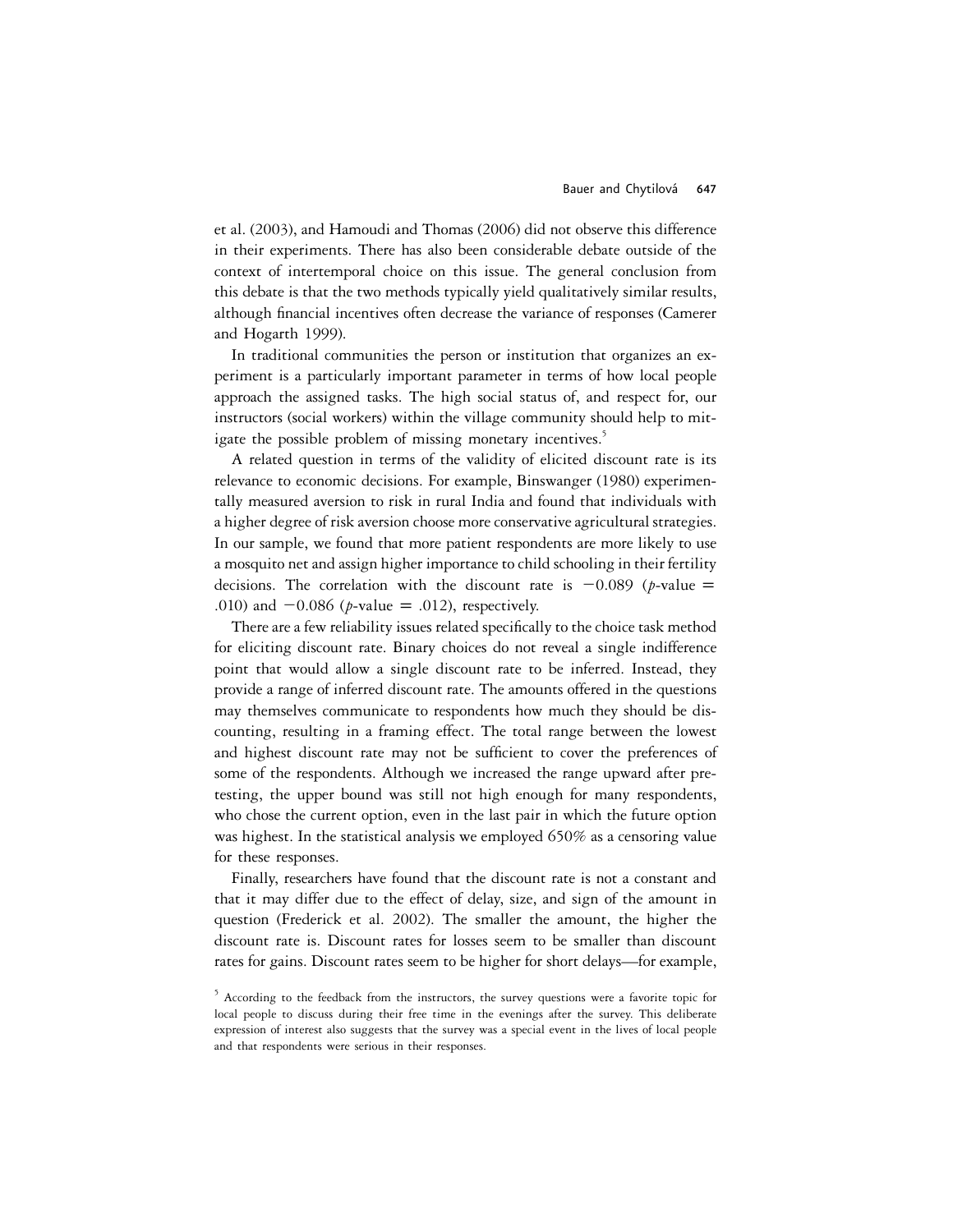et al. (2003), and Hamoudi and Thomas (2006) did not observe this difference in their experiments. There has also been considerable debate outside of the context of intertemporal choice on this issue. The general conclusion from this debate is that the two methods typically yield qualitatively similar results, although financial incentives often decrease the variance of responses (Camerer and Hogarth 1999).

In traditional communities the person or institution that organizes an experiment is a particularly important parameter in terms of how local people approach the assigned tasks. The high social status of, and respect for, our instructors (social workers) within the village community should help to mitigate the possible problem of missing monetary incentives.[5]

A related question in terms of the validity of elicited discount rate is its relevance to economic decisions. For example, Binswanger (1980) experimentally measured aversion to risk in rural India and found that individuals with a higher degree of risk aversion choose more conservative agricultural strategies. In our sample, we found that more patient respondents are more likely to use a mosquito net and assign higher importance to child schooling in their fertility decisions. The correlation with the discount rate is $-0.089$ ($p$-value $=$ .010) and $-0.086$ ($p$-value $=$ .012), respectively.

There are a few reliability issues related specifically to the choice task method for eliciting discount rate. Binary choices do not reveal a single indifference point that would allow a single discount rate to be inferred. Instead, they provide a range of inferred discount rate. The amounts offered in the questions may themselves communicate to respondents how much they should be discounting, resulting in a framing effect. The total range between the lowest and highest discount rate may not be sufficient to cover the preferences of some of the respondents. Although we increased the range upward after pretesting, the upper bound was still not high enough for many respondents, who chose the current option, even in the last pair in which the future option was highest. In the statistical analysis we employed 650% as a censoring value for these responses.

Finally, researchers have found that the discount rate is not a constant and that it may differ due to the effect of delay, size, and sign of the amount in question (Frederick et al. 2002). The smaller the amount, the higher the discount rate is. Discount rates for losses seem to be smaller than discount rates for gains. Discount rates seem to be higher for short delays—for example,

[5] According to the feedback from the instructors, the survey questions were a favorite topic for local people to discuss during their free time in the evenings after the survey. This deliberate expression of interest also suggests that the survey was a special event in the lives of local people and that respondents were serious in their responses.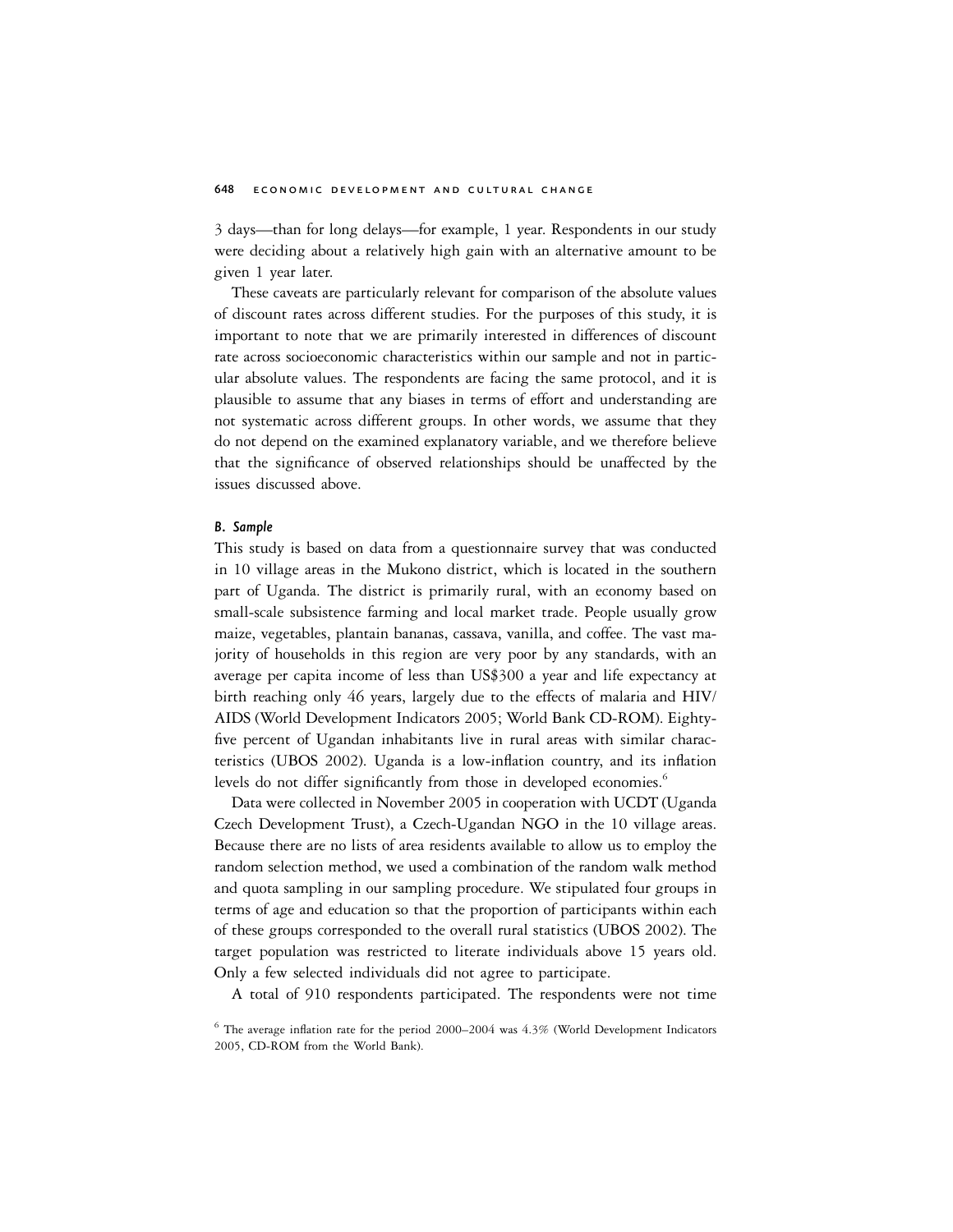3 days—than for long delays—for example, 1 year. Respondents in our study were deciding about a relatively high gain with an alternative amount to be given 1 year later.

These caveats are particularly relevant for comparison of the absolute values of discount rates across different studies. For the purposes of this study, it is important to note that we are primarily interested in differences of discount rate across socioeconomic characteristics within our sample and not in particular absolute values. The respondents are facing the same protocol, and it is plausible to assume that any biases in terms of effort and understanding are not systematic across different groups. In other words, we assume that they do not depend on the examined explanatory variable, and we therefore believe that the significance of observed relationships should be unaffected by the issues discussed above.

### *B. Sample*

This study is based on data from a questionnaire survey that was conducted in 10 village areas in the Mukono district, which is located in the southern part of Uganda. The district is primarily rural, with an economy based on small-scale subsistence farming and local market trade. People usually grow maize, vegetables, plantain bananas, cassava, vanilla, and coffee. The vast majority of households in this region are very poor by any standards, with an average per capita income of less than US$300 a year and life expectancy at birth reaching only 46 years, largely due to the effects of malaria and HIV/AIDS (World Development Indicators 2005; World Bank CD-ROM). Eighty-five percent of Ugandan inhabitants live in rural areas with similar characteristics (UBOS 2002). Uganda is a low-inflation country, and its inflation levels do not differ significantly from those in developed economies.[6]

Data were collected in November 2005 in cooperation with UCDT (Uganda Czech Development Trust), a Czech-Ugandan NGO in the 10 village areas. Because there are no lists of area residents available to allow us to employ the random selection method, we used a combination of the random walk method and quota sampling in our sampling procedure. We stipulated four groups in terms of age and education so that the proportion of participants within each of these groups corresponded to the overall rural statistics (UBOS 2002). The target population was restricted to literate individuals above 15 years old. Only a few selected individuals did not agree to participate.

A total of 910 respondents participated. The respondents were not time

[6] The average inflation rate for the period 2000–2004 was 4.3% (World Development Indicators 2005, CD-ROM from the World Bank).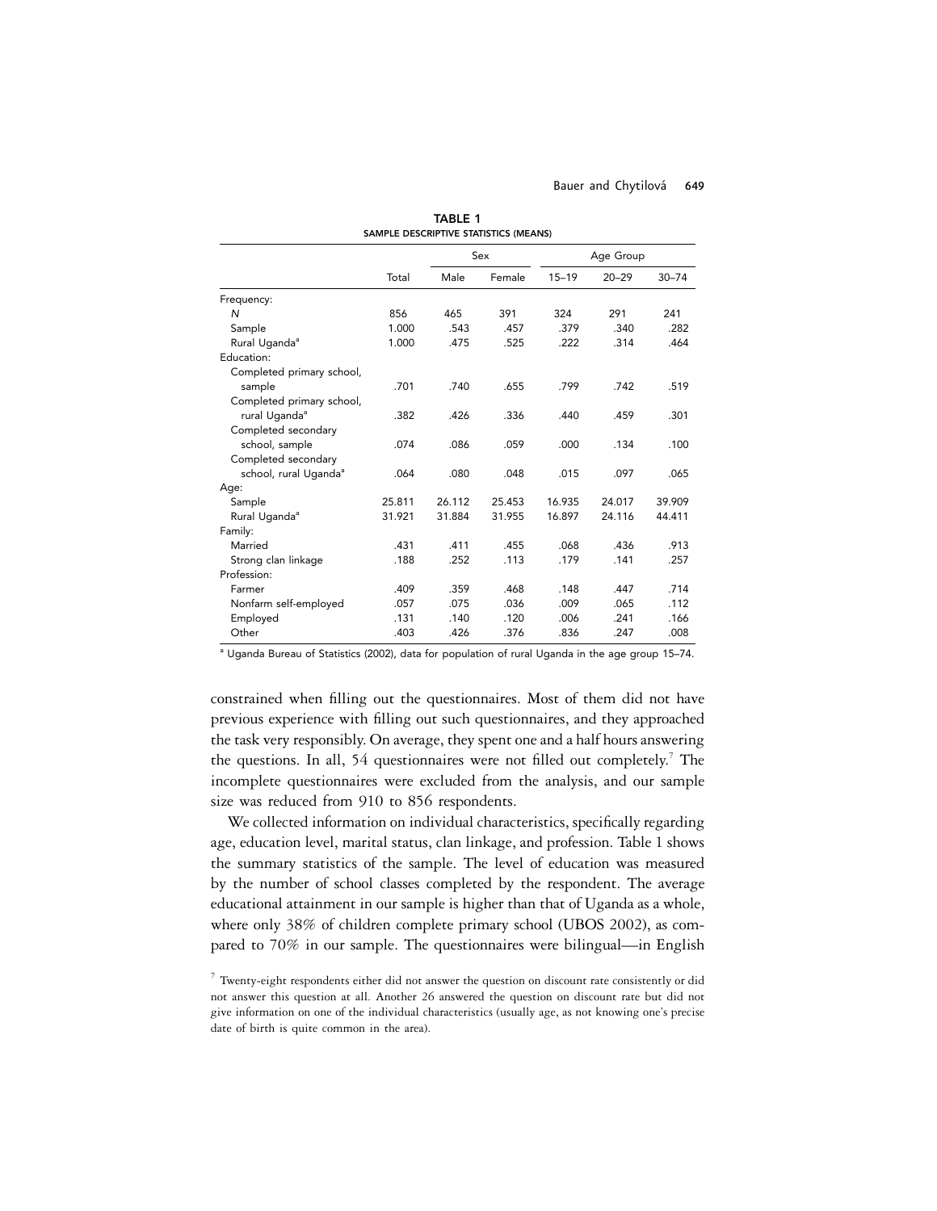**TABLE 1**
**SAMPLE DESCRIPTIVE STATISTICS (MEANS)**

| | Total | Sex | | Age Group | | |
|---|---|---|---|---|---|---|
| | | Male | Female | 15–19 | 20–29 | 30–74 |
| Frequency: | | | | | | |
| *N* | 856 | 465 | 391 | 324 | 291 | 241 |
| Sample | 1.000 | .543 | .457 | .379 | .340 | .282 |
| Rural Uganda[a] | 1.000 | .475 | .525 | .222 | .314 | .464 |
| Education: | | | | | | |
| Completed primary school, sample | .701 | .740 | .655 | .799 | .742 | .519 |
| Completed primary school, rural Uganda[a] | .382 | .426 | .336 | .440 | .459 | .301 |
| Completed secondary school, sample | .074 | .086 | .059 | .000 | .134 | .100 |
| Completed secondary school, rural Uganda[a] | .064 | .080 | .048 | .015 | .097 | .065 |
| Age: | | | | | | |
| Sample | 25.811 | 26.112 | 25.453 | 16.935 | 24.017 | 39.909 |
| Rural Uganda[a] | 31.921 | 31.884 | 31.955 | 16.897 | 24.116 | 44.411 |
| Family: | | | | | | |
| Married | .431 | .411 | .455 | .068 | .436 | .913 |
| Strong clan linkage | .188 | .252 | .113 | .179 | .141 | .257 |
| Profession: | | | | | | |
| Farmer | .409 | .359 | .468 | .148 | .447 | .714 |
| Nonfarm self-employed | .057 | .075 | .036 | .009 | .065 | .112 |
| Employed | .131 | .140 | .120 | .006 | .241 | .166 |
| Other | .403 | .426 | .376 | .836 | .247 | .008 |

[a] Uganda Bureau of Statistics (2002), data for population of rural Uganda in the age group 15–74.

constrained when filling out the questionnaires. Most of them did not have previous experience with filling out such questionnaires, and they approached the task very responsibly. On average, they spent one and a half hours answering the questions. In all, 54 questionnaires were not filled out completely.[7] The incomplete questionnaires were excluded from the analysis, and our sample size was reduced from 910 to 856 respondents.

We collected information on individual characteristics, specifically regarding age, education level, marital status, clan linkage, and profession. Table 1 shows the summary statistics of the sample. The level of education was measured by the number of school classes completed by the respondent. The average educational attainment in our sample is higher than that of Uganda as a whole, where only 38% of children complete primary school (UBOS 2002), as compared to 70% in our sample. The questionnaires were bilingual—in English

[7] Twenty-eight respondents either did not answer the question on discount rate consistently or did not answer this question at all. Another 26 answered the question on discount rate but did not give information on one of the individual characteristics (usually age, as not knowing one's precise date of birth is quite common in the area).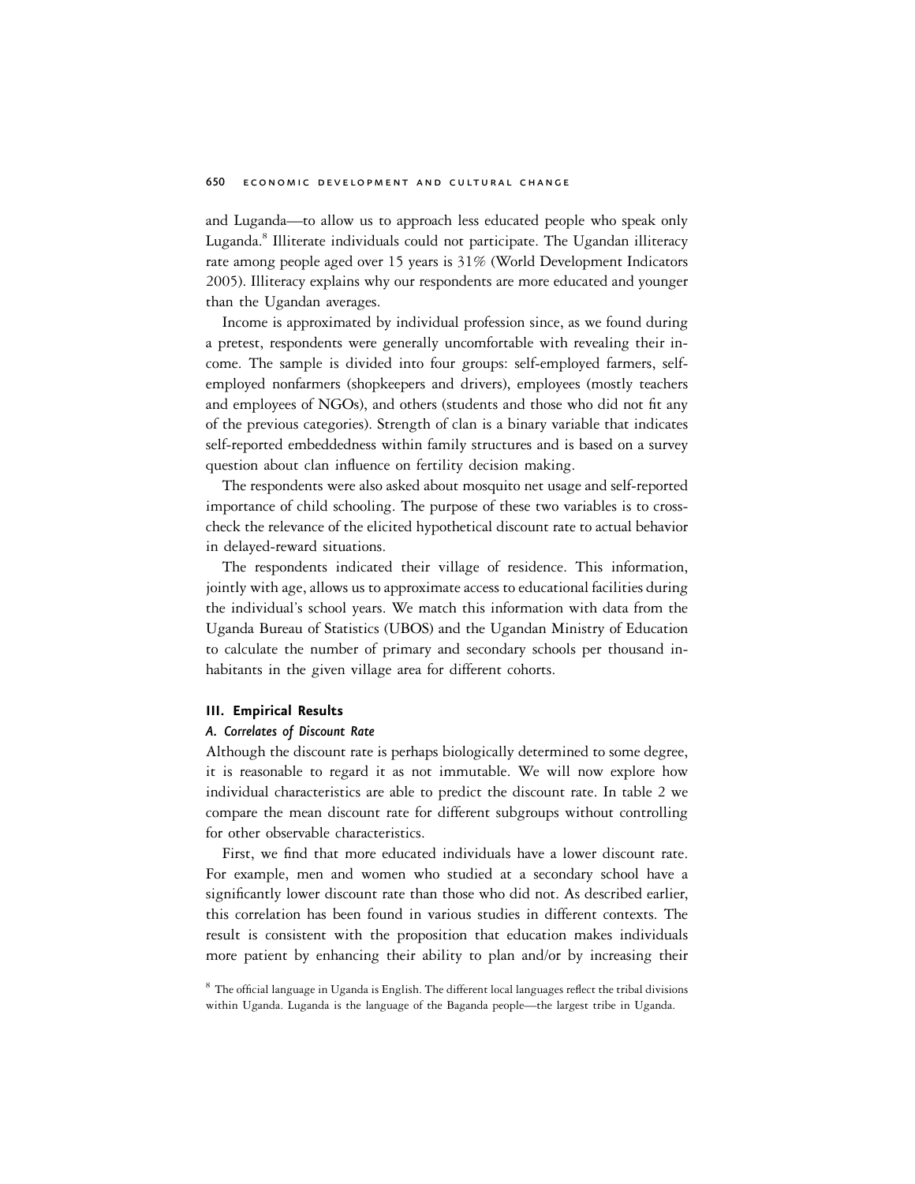and Luganda—to allow us to approach less educated people who speak only Luganda.[8] Illiterate individuals could not participate. The Ugandan illiteracy rate among people aged over 15 years is 31% (World Development Indicators 2005). Illiteracy explains why our respondents are more educated and younger than the Ugandan averages.

Income is approximated by individual profession since, as we found during a pretest, respondents were generally uncomfortable with revealing their income. The sample is divided into four groups: self-employed farmers, self-employed nonfarmers (shopkeepers and drivers), employees (mostly teachers and employees of NGOs), and others (students and those who did not fit any of the previous categories). Strength of clan is a binary variable that indicates self-reported embeddedness within family structures and is based on a survey question about clan influence on fertility decision making.

The respondents were also asked about mosquito net usage and self-reported importance of child schooling. The purpose of these two variables is to cross-check the relevance of the elicited hypothetical discount rate to actual behavior in delayed-reward situations.

The respondents indicated their village of residence. This information, jointly with age, allows us to approximate access to educational facilities during the individual's school years. We match this information with data from the Uganda Bureau of Statistics (UBOS) and the Ugandan Ministry of Education to calculate the number of primary and secondary schools per thousand inhabitants in the given village area for different cohorts.

## III. Empirical Results

### *A. Correlates of Discount Rate*

Although the discount rate is perhaps biologically determined to some degree, it is reasonable to regard it as not immutable. We will now explore how individual characteristics are able to predict the discount rate. In table 2 we compare the mean discount rate for different subgroups without controlling for other observable characteristics.

First, we find that more educated individuals have a lower discount rate. For example, men and women who studied at a secondary school have a significantly lower discount rate than those who did not. As described earlier, this correlation has been found in various studies in different contexts. The result is consistent with the proposition that education makes individuals more patient by enhancing their ability to plan and/or by increasing their

[8] The official language in Uganda is English. The different local languages reflect the tribal divisions within Uganda. Luganda is the language of the Baganda people—the largest tribe in Uganda.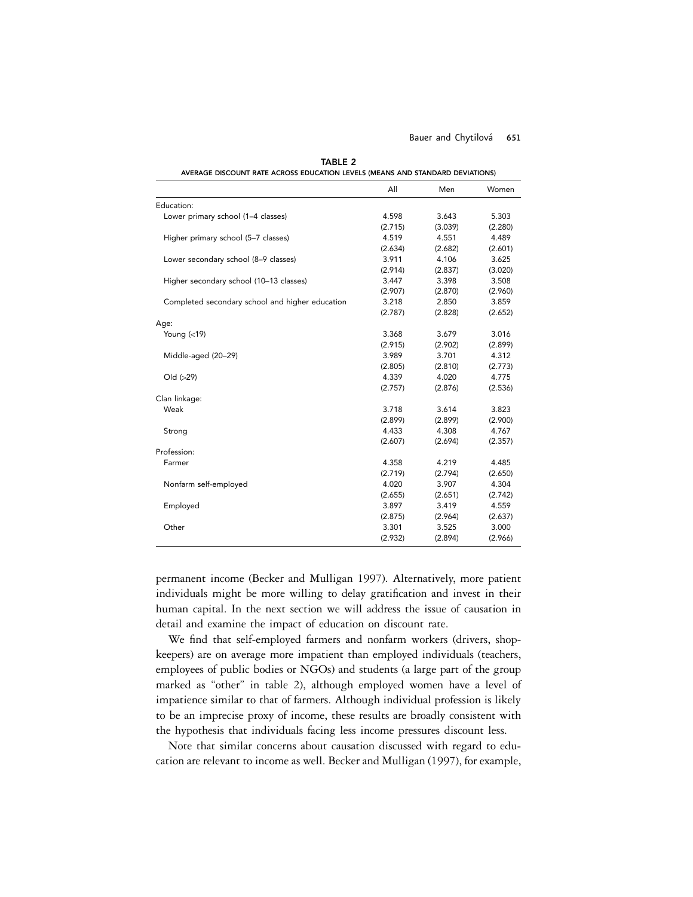**TABLE 2**

AVERAGE DISCOUNT RATE ACROSS EDUCATION LEVELS (MEANS AND STANDARD DEVIATIONS)

| | All | Men | Women |
|---|---|---|---|
| Education: | | | |
| Lower primary school (1–4 classes) | 4.598 | 3.643 | 5.303 |
| | (2.715) | (3.039) | (2.280) |
| Higher primary school (5–7 classes) | 4.519 | 4.551 | 4.489 |
| | (2.634) | (2.682) | (2.601) |
| Lower secondary school (8–9 classes) | 3.911 | 4.106 | 3.625 |
| | (2.914) | (2.837) | (3.020) |
| Higher secondary school (10–13 classes) | 3.447 | 3.398 | 3.508 |
| | (2.907) | (2.870) | (2.960) |
| Completed secondary school and higher education | 3.218 | 2.850 | 3.859 |
| | (2.787) | (2.828) | (2.652) |
| Age: | | | |
| Young (<19) | 3.368 | 3.679 | 3.016 |
| | (2.915) | (2.902) | (2.899) |
| Middle-aged (20–29) | 3.989 | 3.701 | 4.312 |
| | (2.805) | (2.810) | (2.773) |
| Old (>29) | 4.339 | 4.020 | 4.775 |
| | (2.757) | (2.876) | (2.536) |
| Clan linkage: | | | |
| Weak | 3.718 | 3.614 | 3.823 |
| | (2.899) | (2.899) | (2.900) |
| Strong | 4.433 | 4.308 | 4.767 |
| | (2.607) | (2.694) | (2.357) |
| Profession: | | | |
| Farmer | 4.358 | 4.219 | 4.485 |
| | (2.719) | (2.794) | (2.650) |
| Nonfarm self-employed | 4.020 | 3.907 | 4.304 |
| | (2.655) | (2.651) | (2.742) |
| Employed | 3.897 | 3.419 | 4.559 |
| | (2.875) | (2.964) | (2.637) |
| Other | 3.301 | 3.525 | 3.000 |
| | (2.932) | (2.894) | (2.966) |

permanent income (Becker and Mulligan 1997). Alternatively, more patient individuals might be more willing to delay gratification and invest in their human capital. In the next section we will address the issue of causation in detail and examine the impact of education on discount rate.

We find that self-employed farmers and nonfarm workers (drivers, shopkeepers) are on average more impatient than employed individuals (teachers, employees of public bodies or NGOs) and students (a large part of the group marked as "other" in table 2), although employed women have a level of impatience similar to that of farmers. Although individual profession is likely to be an imprecise proxy of income, these results are broadly consistent with the hypothesis that individuals facing less income pressures discount less.

Note that similar concerns about causation discussed with regard to education are relevant to income as well. Becker and Mulligan (1997), for example,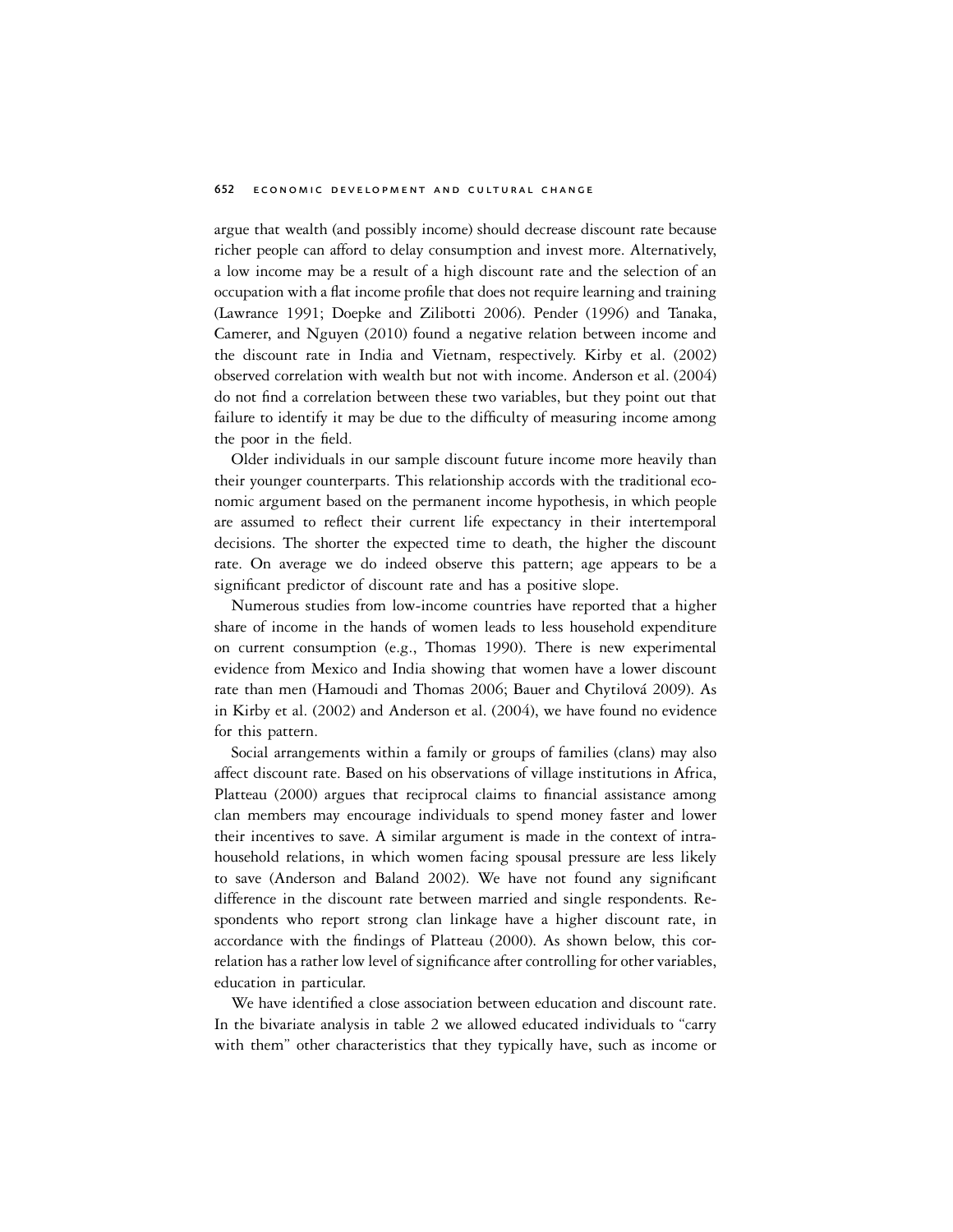argue that wealth (and possibly income) should decrease discount rate because richer people can afford to delay consumption and invest more. Alternatively, a low income may be a result of a high discount rate and the selection of an occupation with a flat income profile that does not require learning and training (Lawrance 1991; Doepke and Zilibotti 2006). Pender (1996) and Tanaka, Camerer, and Nguyen (2010) found a negative relation between income and the discount rate in India and Vietnam, respectively. Kirby et al. (2002) observed correlation with wealth but not with income. Anderson et al. (2004) do not find a correlation between these two variables, but they point out that failure to identify it may be due to the difficulty of measuring income among the poor in the field.

Older individuals in our sample discount future income more heavily than their younger counterparts. This relationship accords with the traditional economic argument based on the permanent income hypothesis, in which people are assumed to reflect their current life expectancy in their intertemporal decisions. The shorter the expected time to death, the higher the discount rate. On average we do indeed observe this pattern; age appears to be a significant predictor of discount rate and has a positive slope.

Numerous studies from low-income countries have reported that a higher share of income in the hands of women leads to less household expenditure on current consumption (e.g., Thomas 1990). There is new experimental evidence from Mexico and India showing that women have a lower discount rate than men (Hamoudi and Thomas 2006; Bauer and Chytilová 2009). As in Kirby et al. (2002) and Anderson et al. (2004), we have found no evidence for this pattern.

Social arrangements within a family or groups of families (clans) may also affect discount rate. Based on his observations of village institutions in Africa, Platteau (2000) argues that reciprocal claims to financial assistance among clan members may encourage individuals to spend money faster and lower their incentives to save. A similar argument is made in the context of intrahousehold relations, in which women facing spousal pressure are less likely to save (Anderson and Baland 2002). We have not found any significant difference in the discount rate between married and single respondents. Respondents who report strong clan linkage have a higher discount rate, in accordance with the findings of Platteau (2000). As shown below, this correlation has a rather low level of significance after controlling for other variables, education in particular.

We have identified a close association between education and discount rate. In the bivariate analysis in table 2 we allowed educated individuals to "carry with them" other characteristics that they typically have, such as income or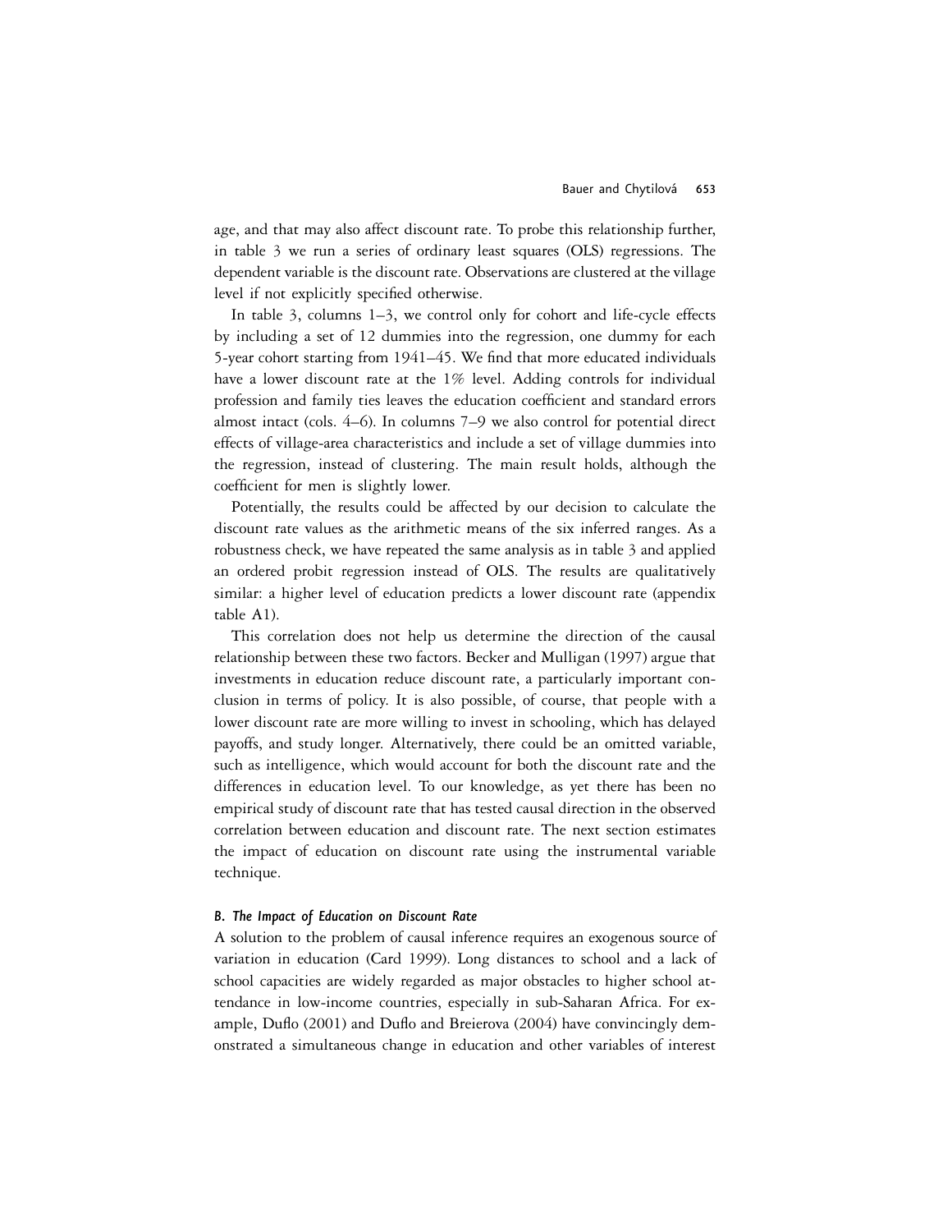age, and that may also affect discount rate. To probe this relationship further, in table 3 we run a series of ordinary least squares (OLS) regressions. The dependent variable is the discount rate. Observations are clustered at the village level if not explicitly specified otherwise.

In table 3, columns 1–3, we control only for cohort and life-cycle effects by including a set of 12 dummies into the regression, one dummy for each 5-year cohort starting from 1941–45. We find that more educated individuals have a lower discount rate at the 1% level. Adding controls for individual profession and family ties leaves the education coefficient and standard errors almost intact (cols. 4–6). In columns 7–9 we also control for potential direct effects of village-area characteristics and include a set of village dummies into the regression, instead of clustering. The main result holds, although the coefficient for men is slightly lower.

Potentially, the results could be affected by our decision to calculate the discount rate values as the arithmetic means of the six inferred ranges. As a robustness check, we have repeated the same analysis as in table 3 and applied an ordered probit regression instead of OLS. The results are qualitatively similar: a higher level of education predicts a lower discount rate (appendix table A1).

This correlation does not help us determine the direction of the causal relationship between these two factors. Becker and Mulligan (1997) argue that investments in education reduce discount rate, a particularly important conclusion in terms of policy. It is also possible, of course, that people with a lower discount rate are more willing to invest in schooling, which has delayed payoffs, and study longer. Alternatively, there could be an omitted variable, such as intelligence, which would account for both the discount rate and the differences in education level. To our knowledge, as yet there has been no empirical study of discount rate that has tested causal direction in the observed correlation between education and discount rate. The next section estimates the impact of education on discount rate using the instrumental variable technique.

### *B. The Impact of Education on Discount Rate*

A solution to the problem of causal inference requires an exogenous source of variation in education (Card 1999). Long distances to school and a lack of school capacities are widely regarded as major obstacles to higher school attendance in low-income countries, especially in sub-Saharan Africa. For example, Duflo (2001) and Duflo and Breierova (2004) have convincingly demonstrated a simultaneous change in education and other variables of interest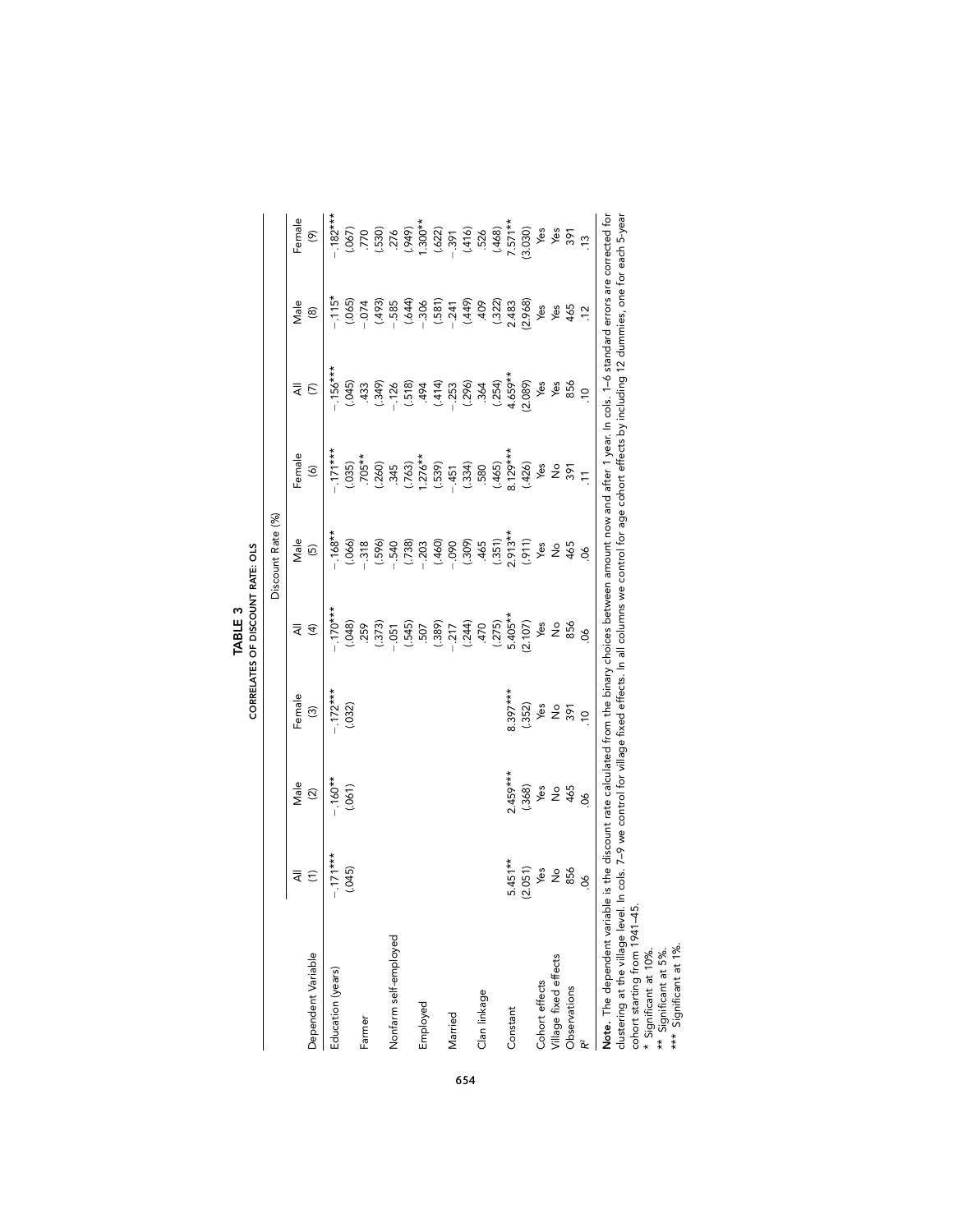# TABLE 3
## CORRELATES OF DISCOUNT RATE: OLS

| Dependent Variable | All (1) | Male (2) | Female (3) | All (4) | Male (5) | Female (6) | All (7) | Male (8) | Female (9) |
|---|---|---|---|---|---|---|---|---|---|
| | Discount Rate (%) | | | | | | | | |
| Education (years) | −.171*** | −.160** | −.172*** | −.170*** | −.168** | −.171*** | −.156*** | −.115* | −.182*** |
| | (.045) | (.061) | (.032) | (.048) | (.066) | (.035) | (.045) | (.065) | (.067) |
| Farmer | | | | .259 | −.318 | .705** | .433 | −.074 | .770 |
| | | | | (.373) | (.596) | (.260) | (.349) | (.493) | (.530) |
| Nonfarm self-employed | | | | −.051 | −.540 | .345 | −.126 | −.585 | .276 |
| | | | | (.545) | (.738) | (.763) | (.518) | (.644) | (.949) |
| Employed | | | | .507 | −.203 | 1.276** | .494 | −.306 | 1.300** |
| | | | | (.389) | (.460) | (.539) | (.414) | (.581) | (.622) |
| Married | | | | −.217 | −.090 | −.451 | −.253 | −.241 | −.391 |
| | | | | (.244) | (.309) | (.334) | (.296) | (.449) | (.416) |
| Clan linkage | | | | .470 | .465 | .580 | .364 | .409 | .526 |
| | | | | (.275) | (.351) | (.465) | (.254) | (.322) | (.468) |
| Constant | 5.451** | 2.459*** | 8.397*** | 5.405** | 2.913** | 8.129*** | 4.659** | 2.483 | 7.571** |
| | (2.051) | (.368) | (.352) | (2.107) | (.911) | (.426) | (2.089) | (2.968) | (3.030) |
| Cohort effects | Yes | Yes | Yes | Yes | Yes | Yes | Yes | Yes | Yes |
| Village fixed effects | No | No | No | No | No | No | Yes | Yes | Yes |
| Observations | 856 | 465 | 391 | 856 | 465 | 391 | 856 | 465 | 391 |
| $R^2$ | .06 | .06 | .10 | .06 | .06 | .11 | .10 | .12 | .13 |

**Note.** The dependent variable is the discount rate calculated from the binary choices between amount now and after 1 year. In cols. 1–6 standard errors are corrected for clustering at the village level. In cols. 7–9 we control for village fixed effects. In all columns we control for age cohort effects by including 12 dummies, one for each 5-year cohort starting from 1941–45.
\* Significant at 10%.
\*\* Significant at 5%.
\*\*\* Significant at 1%.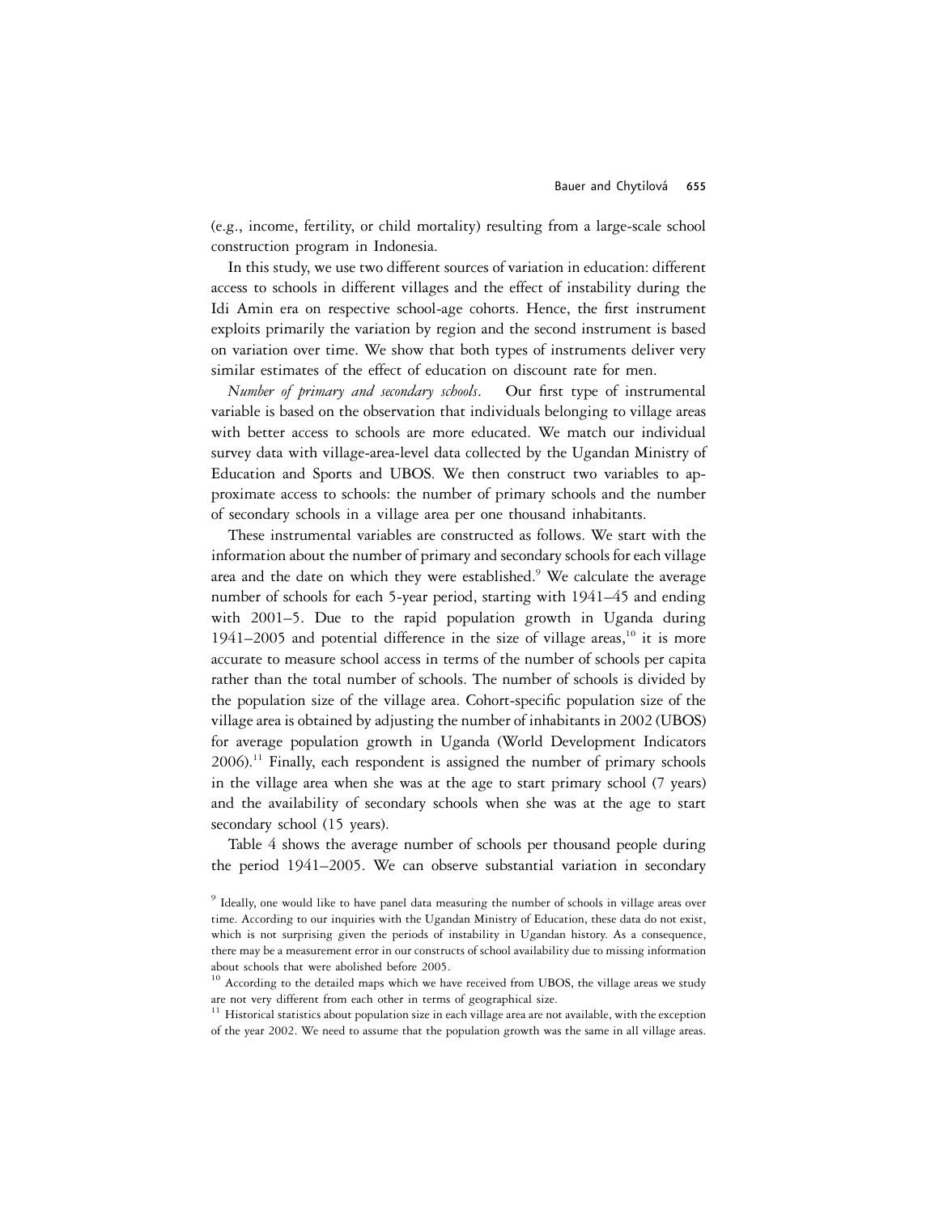(e.g., income, fertility, or child mortality) resulting from a large-scale school construction program in Indonesia.

In this study, we use two different sources of variation in education: different access to schools in different villages and the effect of instability during the Idi Amin era on respective school-age cohorts. Hence, the first instrument exploits primarily the variation by region and the second instrument is based on variation over time. We show that both types of instruments deliver very similar estimates of the effect of education on discount rate for men.

*Number of primary and secondary schools*. Our first type of instrumental variable is based on the observation that individuals belonging to village areas with better access to schools are more educated. We match our individual survey data with village-area-level data collected by the Ugandan Ministry of Education and Sports and UBOS. We then construct two variables to approximate access to schools: the number of primary schools and the number of secondary schools in a village area per one thousand inhabitants.

These instrumental variables are constructed as follows. We start with the information about the number of primary and secondary schools for each village area and the date on which they were established.[9] We calculate the average number of schools for each 5-year period, starting with 1941–45 and ending with 2001–5. Due to the rapid population growth in Uganda during 1941–2005 and potential difference in the size of village areas,[10] it is more accurate to measure school access in terms of the number of schools per capita rather than the total number of schools. The number of schools is divided by the population size of the village area. Cohort-specific population size of the village area is obtained by adjusting the number of inhabitants in 2002 (UBOS) for average population growth in Uganda (World Development Indicators 2006).[11] Finally, each respondent is assigned the number of primary schools in the village area when she was at the age to start primary school (7 years) and the availability of secondary schools when she was at the age to start secondary school (15 years).

Table 4 shows the average number of schools per thousand people during the period 1941–2005. We can observe substantial variation in secondary

[9] Ideally, one would like to have panel data measuring the number of schools in village areas over time. According to our inquiries with the Ugandan Ministry of Education, these data do not exist, which is not surprising given the periods of instability in Ugandan history. As a consequence, there may be a measurement error in our constructs of school availability due to missing information about schools that were abolished before 2005.

[10] According to the detailed maps which we have received from UBOS, the village areas we study are not very different from each other in terms of geographical size.

[11] Historical statistics about population size in each village area are not available, with the exception of the year 2002. We need to assume that the population growth was the same in all village areas.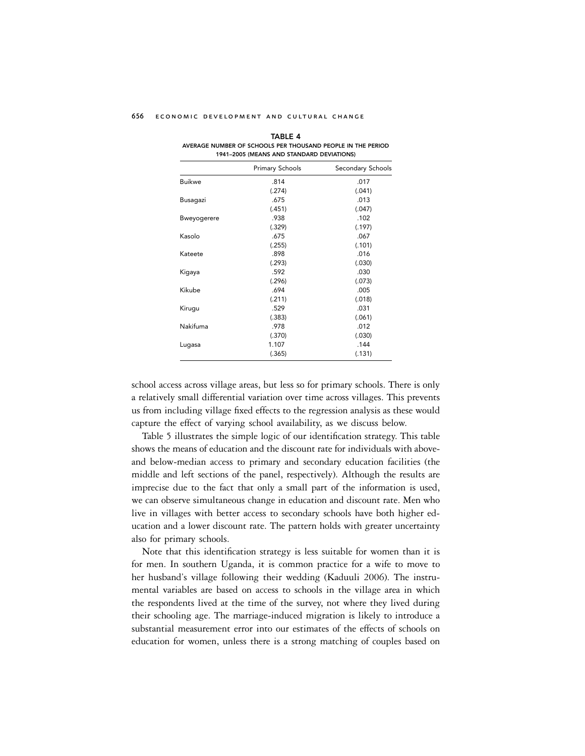TABLE 4
AVERAGE NUMBER OF SCHOOLS PER THOUSAND PEOPLE IN THE PERIOD 1941–2005 (MEANS AND STANDARD DEVIATIONS)

| | Primary Schools | Secondary Schools |
|---|---|---|
| Buikwe | .814 | .017 |
| | (.274) | (.041) |
| Busagazi | .675 | .013 |
| | (.451) | (.047) |
| Bweyogerere | .938 | .102 |
| | (.329) | (.197) |
| Kasolo | .675 | .067 |
| | (.255) | (.101) |
| Kateete | .898 | .016 |
| | (.293) | (.030) |
| Kigaya | .592 | .030 |
| | (.296) | (.073) |
| Kikube | .694 | .005 |
| | (.211) | (.018) |
| Kirugu | .529 | .031 |
| | (.383) | (.061) |
| Nakifuma | .978 | .012 |
| | (.370) | (.030) |
| Lugasa | 1.107 | .144 |
| | (.365) | (.131) |

school access across village areas, but less so for primary schools. There is only a relatively small differential variation over time across villages. This prevents us from including village fixed effects to the regression analysis as these would capture the effect of varying school availability, as we discuss below.

Table 5 illustrates the simple logic of our identification strategy. This table shows the means of education and the discount rate for individuals with above- and below-median access to primary and secondary education facilities (the middle and left sections of the panel, respectively). Although the results are imprecise due to the fact that only a small part of the information is used, we can observe simultaneous change in education and discount rate. Men who live in villages with better access to secondary schools have both higher education and a lower discount rate. The pattern holds with greater uncertainty also for primary schools.

Note that this identification strategy is less suitable for women than it is for men. In southern Uganda, it is common practice for a wife to move to her husband's village following their wedding (Kaduuli 2006). The instrumental variables are based on access to schools in the village area in which the respondents lived at the time of the survey, not where they lived during their schooling age. The marriage-induced migration is likely to introduce a substantial measurement error into our estimates of the effects of schools on education for women, unless there is a strong matching of couples based on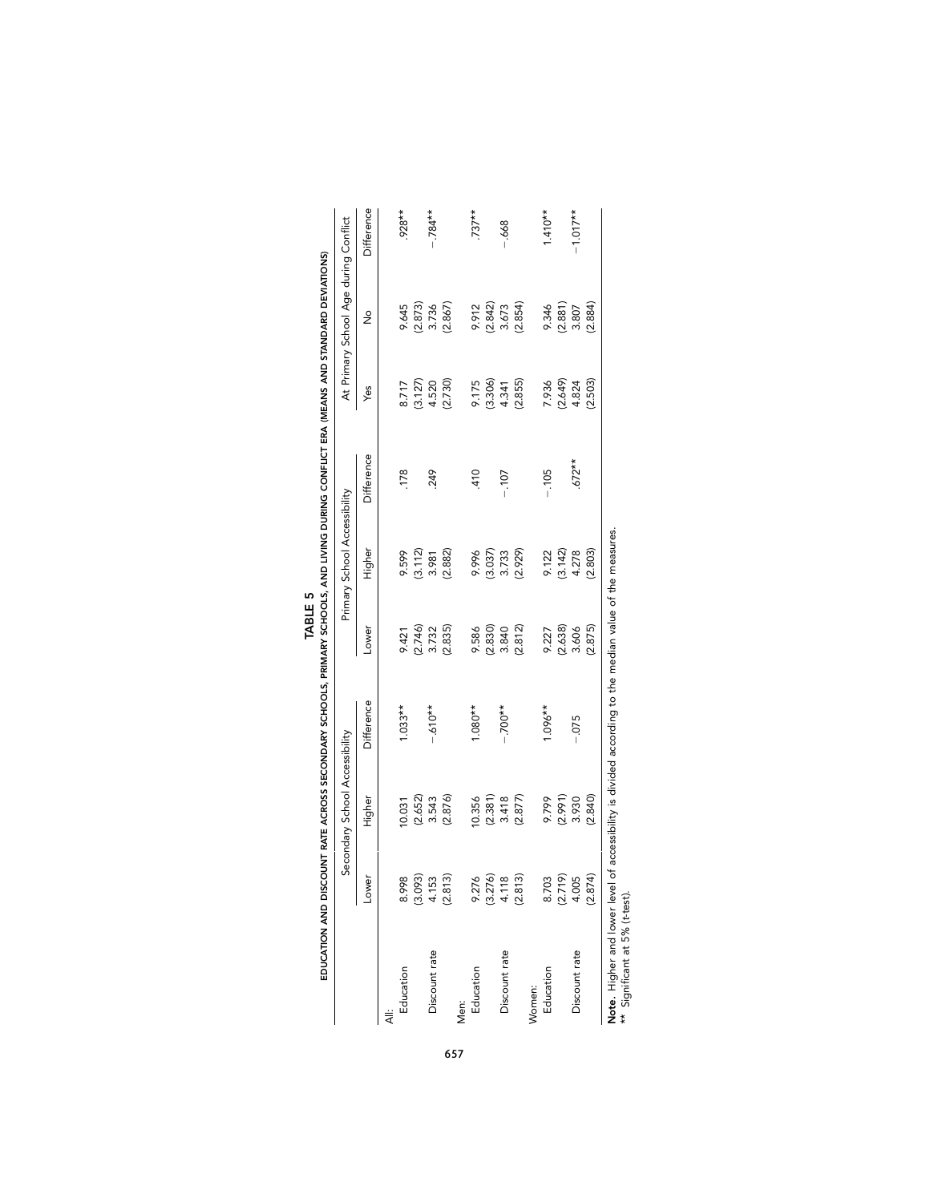**TABLE 5**

**EDUCATION AND DISCOUNT RATE ACROSS SECONDARY SCHOOLS, PRIMARY SCHOOLS, AND LIVING DURING CONFLICT ERA (MEANS AND STANDARD DEVIATIONS)**

| | Secondary School Accessibility | | | Primary School Accessibility | | | At Primary School Age during Conflict | | |
|---|---|---|---|---|---|---|---|---|---|
| | Lower | Higher | Difference | Lower | Higher | Difference | Yes | No | Difference |
| All: | | | | | | | | | |
| Education | 8.998 | 10.031 | 1.033** | 9.421 | 9.599 | .178 | 8.717 | 9.645 | .928** |
| | (3.093) | (2.652) | | (2.746) | (3.112) | | (3.127) | (2.873) | |
| Discount rate | 4.153 | 3.543 | −.610** | 3.732 | 3.981 | .249 | 4.520 | 3.736 | −.784** |
| | (2.813) | (2.876) | | (2.835) | (2.882) | | (2.730) | (2.867) | |
| Men: | | | | | | | | | |
| Education | 9.276 | 10.356 | 1.080** | 9.586 | 9.996 | .410 | 9.175 | 9.912 | .737** |
| | (3.276) | (2.381) | | (2.830) | (3.037) | | (3.306) | (2.842) | |
| Discount rate | 4.118 | 3.418 | −.700** | 3.840 | 3.733 | −.107 | 4.341 | 3.673 | −.668 |
| | (2.813) | (2.877) | | (2.812) | (2.929) | | (2.855) | (2.854) | |
| Women: | | | | | | | | | |
| Education | 8.703 | 9.799 | 1.096** | 9.227 | 9.122 | −.105 | 7.936 | 9.346 | 1.410** |
| | (2.719) | (2.991) | | (2.638) | (3.142) | | (2.649) | (2.881) | |
| Discount rate | 4.005 | 3.930 | −.075 | 3.606 | 4.278 | .672** | 4.824 | 3.807 | −1.017** |
| | (2.874) | (2.840) | | (2.875) | (2.803) | | (2.503) | (2.884) | |

**Note.** Higher and lower level of accessibility is divided according to the median value of the measures.
** Significant at 5% (*t*-test).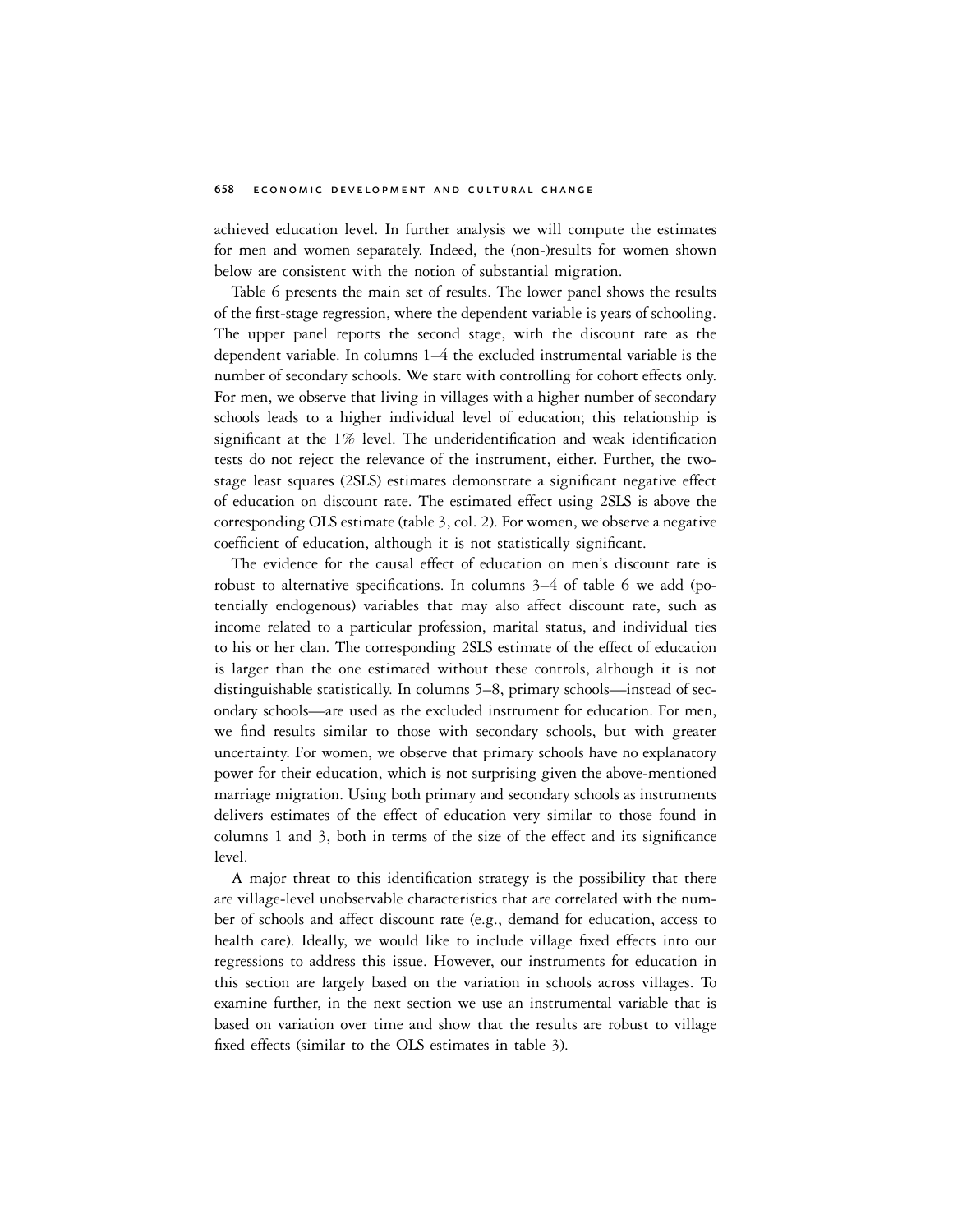achieved education level. In further analysis we will compute the estimates for men and women separately. Indeed, the (non-)results for women shown below are consistent with the notion of substantial migration.

Table 6 presents the main set of results. The lower panel shows the results of the first-stage regression, where the dependent variable is years of schooling. The upper panel reports the second stage, with the discount rate as the dependent variable. In columns 1–4 the excluded instrumental variable is the number of secondary schools. We start with controlling for cohort effects only. For men, we observe that living in villages with a higher number of secondary schools leads to a higher individual level of education; this relationship is significant at the 1% level. The underidentification and weak identification tests do not reject the relevance of the instrument, either. Further, the two-stage least squares (2SLS) estimates demonstrate a significant negative effect of education on discount rate. The estimated effect using 2SLS is above the corresponding OLS estimate (table 3, col. 2). For women, we observe a negative coefficient of education, although it is not statistically significant.

The evidence for the causal effect of education on men's discount rate is robust to alternative specifications. In columns 3–4 of table 6 we add (potentially endogenous) variables that may also affect discount rate, such as income related to a particular profession, marital status, and individual ties to his or her clan. The corresponding 2SLS estimate of the effect of education is larger than the one estimated without these controls, although it is not distinguishable statistically. In columns 5–8, primary schools—instead of secondary schools—are used as the excluded instrument for education. For men, we find results similar to those with secondary schools, but with greater uncertainty. For women, we observe that primary schools have no explanatory power for their education, which is not surprising given the above-mentioned marriage migration. Using both primary and secondary schools as instruments delivers estimates of the effect of education very similar to those found in columns 1 and 3, both in terms of the size of the effect and its significance level.

A major threat to this identification strategy is the possibility that there are village-level unobservable characteristics that are correlated with the number of schools and affect discount rate (e.g., demand for education, access to health care). Ideally, we would like to include village fixed effects into our regressions to address this issue. However, our instruments for education in this section are largely based on the variation in schools across villages. To examine further, in the next section we use an instrumental variable that is based on variation over time and show that the results are robust to village fixed effects (similar to the OLS estimates in table 3).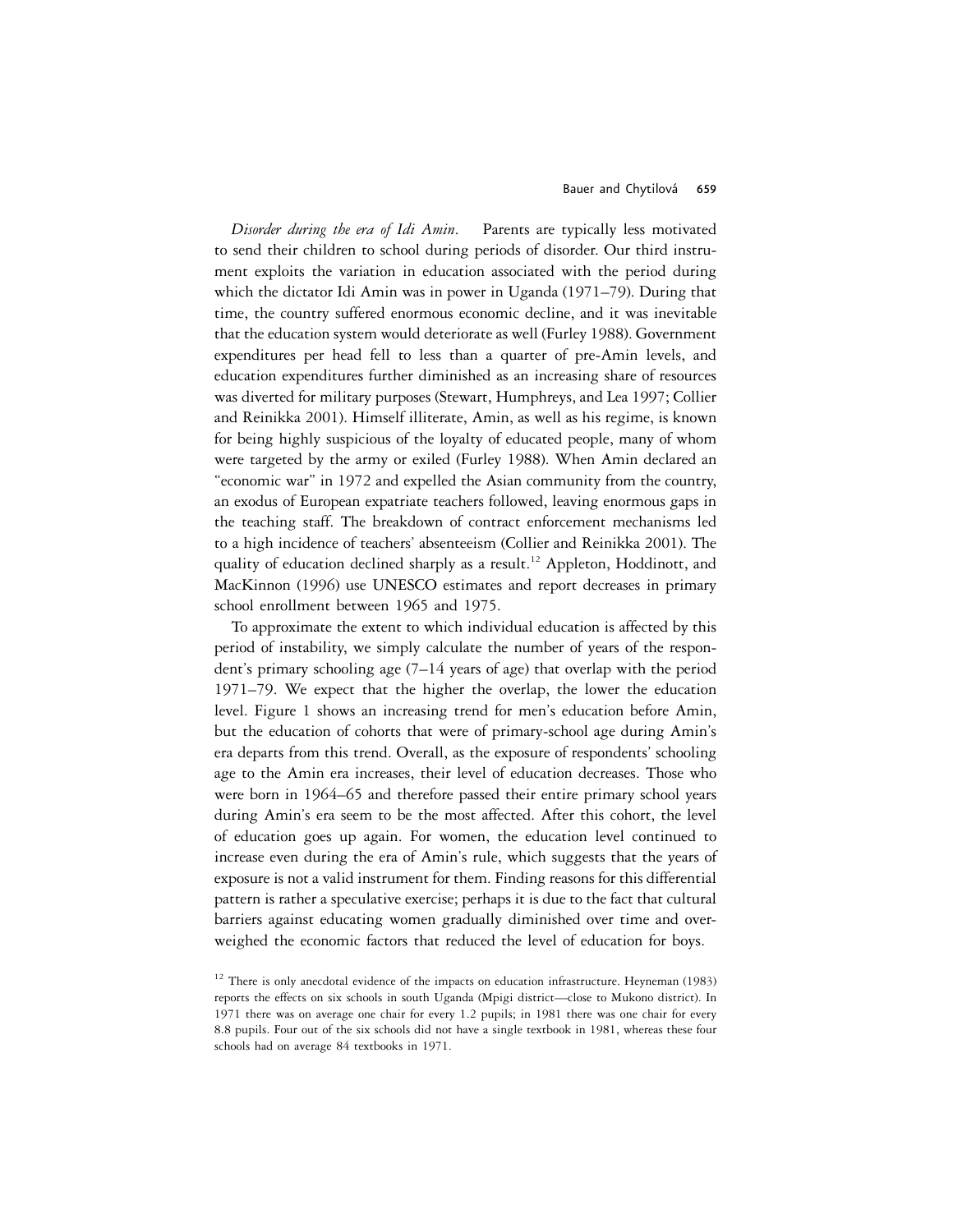*Disorder during the era of Idi Amin.* Parents are typically less motivated to send their children to school during periods of disorder. Our third instrument exploits the variation in education associated with the period during which the dictator Idi Amin was in power in Uganda (1971–79). During that time, the country suffered enormous economic decline, and it was inevitable that the education system would deteriorate as well (Furley 1988). Government expenditures per head fell to less than a quarter of pre-Amin levels, and education expenditures further diminished as an increasing share of resources was diverted for military purposes (Stewart, Humphreys, and Lea 1997; Collier and Reinikka 2001). Himself illiterate, Amin, as well as his regime, is known for being highly suspicious of the loyalty of educated people, many of whom were targeted by the army or exiled (Furley 1988). When Amin declared an "economic war" in 1972 and expelled the Asian community from the country, an exodus of European expatriate teachers followed, leaving enormous gaps in the teaching staff. The breakdown of contract enforcement mechanisms led to a high incidence of teachers' absenteeism (Collier and Reinikka 2001). The quality of education declined sharply as a result.[12] Appleton, Hoddinott, and MacKinnon (1996) use UNESCO estimates and report decreases in primary school enrollment between 1965 and 1975.

To approximate the extent to which individual education is affected by this period of instability, we simply calculate the number of years of the respondent's primary schooling age (7–14 years of age) that overlap with the period 1971–79. We expect that the higher the overlap, the lower the education level. Figure 1 shows an increasing trend for men's education before Amin, but the education of cohorts that were of primary-school age during Amin's era departs from this trend. Overall, as the exposure of respondents' schooling age to the Amin era increases, their level of education decreases. Those who were born in 1964–65 and therefore passed their entire primary school years during Amin's era seem to be the most affected. After this cohort, the level of education goes up again. For women, the education level continued to increase even during the era of Amin's rule, which suggests that the years of exposure is not a valid instrument for them. Finding reasons for this differential pattern is rather a speculative exercise; perhaps it is due to the fact that cultural barriers against educating women gradually diminished over time and overweighed the economic factors that reduced the level of education for boys.

[12] There is only anecdotal evidence of the impacts on education infrastructure. Heyneman (1983) reports the effects on six schools in south Uganda (Mpigi district—close to Mukono district). In 1971 there was on average one chair for every 1.2 pupils; in 1981 there was one chair for every 8.8 pupils. Four out of the six schools did not have a single textbook in 1981, whereas these four schools had on average 84 textbooks in 1971.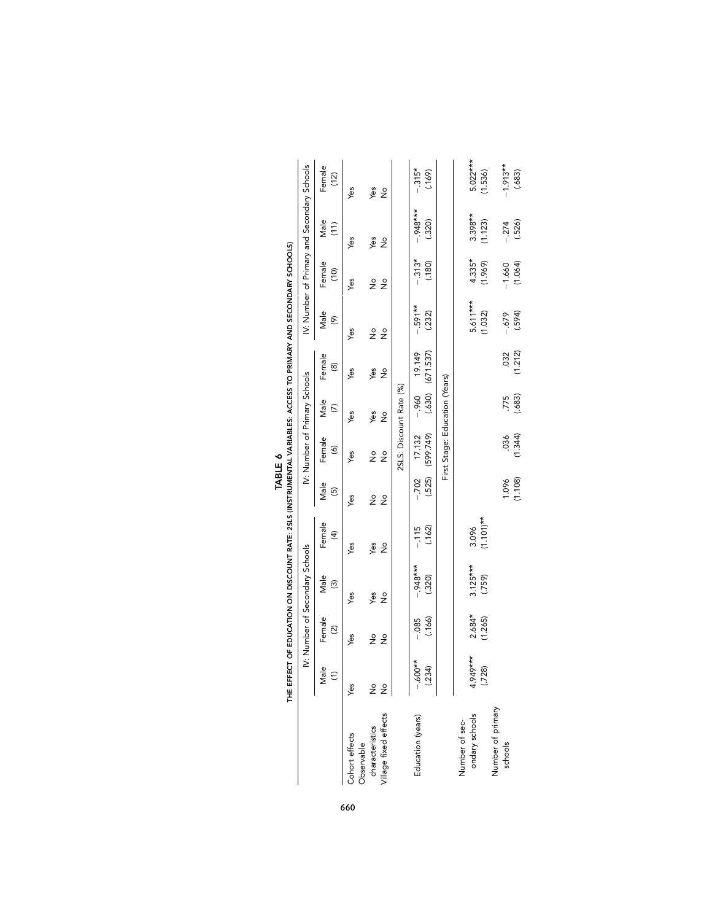**TABLE 6**

**THE EFFECT OF EDUCATION ON DISCOUNT RATE: 2SLS (INSTRUMENTAL VARIABLES: ACCESS TO PRIMARY AND SECONDARY SCHOOLS)**

| | IV: Number of Secondary Schools | | | | IV: Number of Primary Schools | | | | IV: Number of Primary and Secondary Schools | | | |
|---|---|---|---|---|---|---|---|---|---|---|---|---|
| | Male (1) | Female (2) | Male (3) | Female (4) | Male (5) | Female (6) | Male (7) | Female (8) | Male (9) | Female (10) | Male (11) | Female (12) |
| Cohort effects | Yes | Yes | Yes | Yes | Yes | Yes | Yes | Yes | Yes | Yes | Yes | Yes |
| Observable characteristics | No | No | Yes | Yes | No | No | Yes | Yes | No | No | Yes | Yes |
| Village fixed effects | No | No | No | No | No | No | No | No | No | No | No | No |
| | 2SLS: Discount Rate (%) | | | | | | | | | | | |
| Education (years) | −.600** | −.085 | −.948*** | −.115 | −.702 | 17.132 | −.960 | 19.149 | −.591** | −.313* | −.948*** | −.315* |
| | (.234) | (.166) | (.320) | (.162) | (.525) | (599.749) | (.630) | (671.537) | (.232) | (.180) | (.320) | (.169) |
| | First Stage: Education (Years) | | | | | | | | | | | |
| Number of secondary schools | 4.949*** | 2.684* | 3.125*** | 3.096 | | | | | 5.611*** | 4.335* | 3.398** | 5.022*** |
| | (.728) | (1.265) | (.759) | (1.101)** | | | | | (1.032) | (1.969) | (1.123) | (1.536) |
| Number of primary schools | | | | | 1.096 | .036 | .775 | .032 | −.679 | −1.660 | −.274 | −1.913** |
| | | | | | (1.108) | (1.344) | (.683) | (1.212) | (.594) | (1.064) | (.526) | (.683) |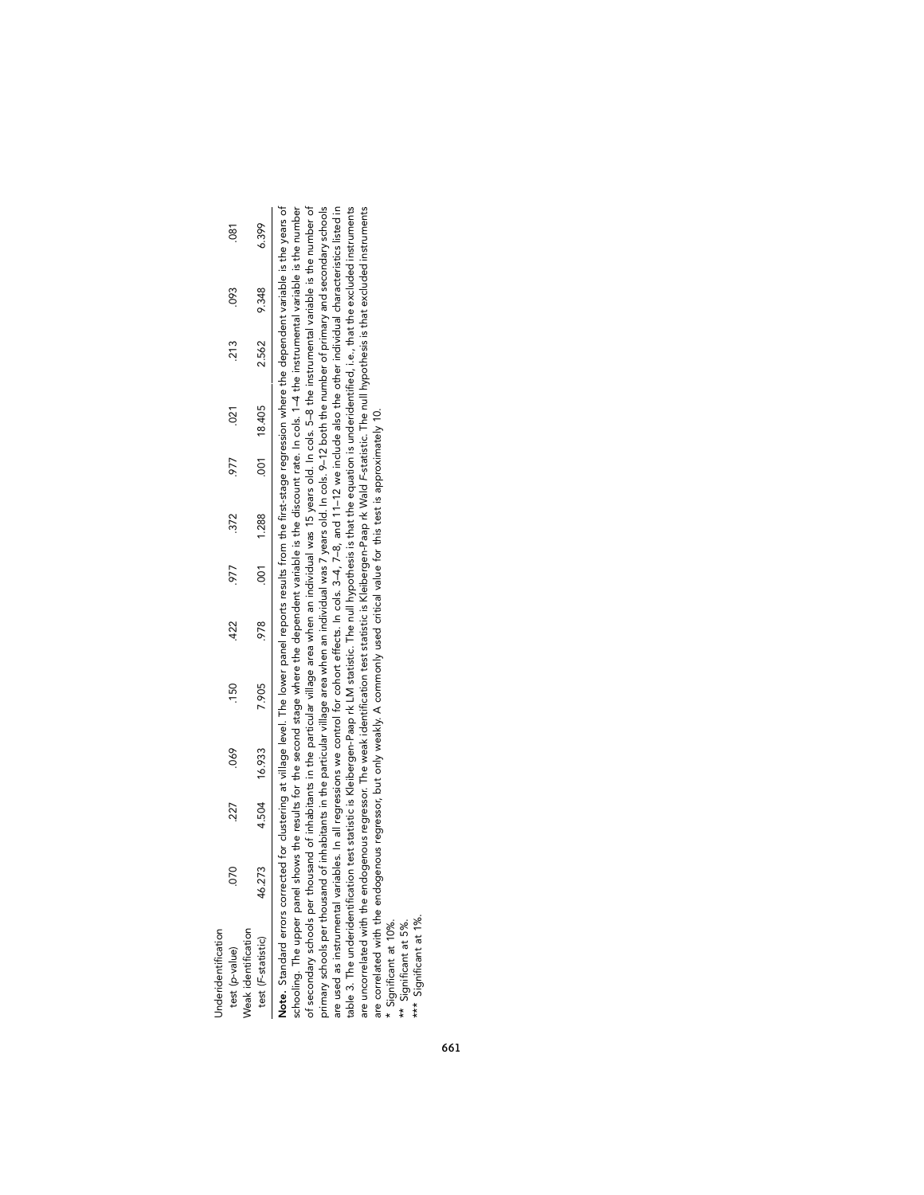| | | | | | | | | | | | | |
|---|---|---|---|---|---|---|---|---|---|---|---|---|
| Underidentification test (*p*-value) | .070 | .227 | .069 | .150 | .422 | .977 | .372 | .977 | .021 | .213 | .093 | .081 |
| Weak identification test (*F*-statistic) | 46.273 | 4.504 | 16.933 | 7.905 | .978 | .001 | 1.288 | .001 | 18.405 | 2.562 | 9.348 | 6.399 |

**Note.** Standard errors corrected for clustering at village level. The lower panel reports results from the first-stage regression where the dependent variable is the years of schooling. The upper panel shows the results for the second stage where the dependent variable is the discount rate. In cols. 1–4 the instrumental variable is the number of secondary schools per thousand of inhabitants in the particular village area when an individual was 15 years old. In cols. 5–8 the instrumental variable is the number of primary schools per thousand of inhabitants in the particular village area when an individual was 7 years old. In cols. 9–12 both the number of primary and secondary schools are used as instrumental variables. In all regressions we control for cohort effects. In cols. 3–4, 7–8, and 11–12 we include also the other individual characteristics listed in table 3. The underidentification test statistic is Kleibergen-Paap rk LM statistic. The null hypothesis is that the equation is underidentified, i.e., that the excluded instruments are uncorrelated with the endogenous regressor. The weak identification test statistic is Kleibergen-Paap rk Wald *F*-statistic. The null hypothesis is that excluded instruments are correlated with the endogenous regressor, but only weakly. A commonly used critical value for this test is approximately 10.

\* Significant at 10%.
\** Significant at 5%.
\*** Significant at 1%.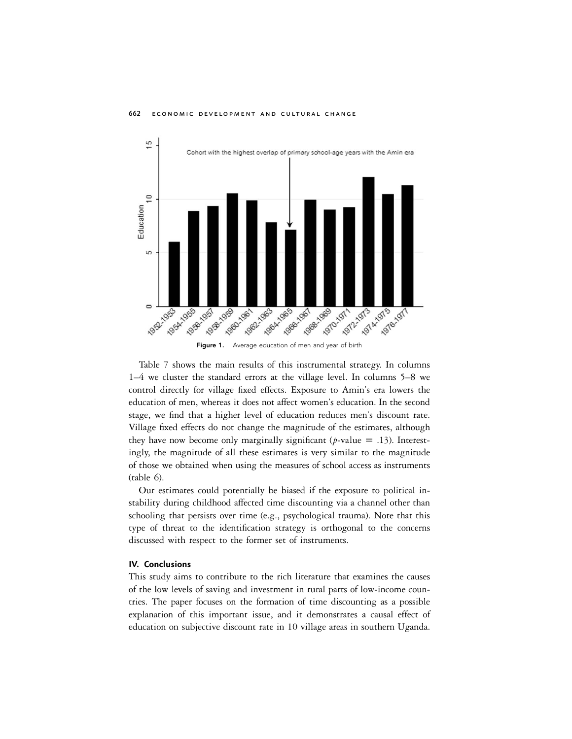Figure 1. Average education of men and year of birth

Table 7 shows the main results of this instrumental strategy. In columns 1–4 we cluster the standard errors at the village level. In columns 5–8 we control directly for village fixed effects. Exposure to Amin's era lowers the education of men, whereas it does not affect women's education. In the second stage, we find that a higher level of education reduces men's discount rate. Village fixed effects do not change the magnitude of the estimates, although they have now become only marginally significant ($p$-value $= .13$). Interestingly, the magnitude of all these estimates is very similar to the magnitude of those we obtained when using the measures of school access as instruments (table 6).

Our estimates could potentially be biased if the exposure to political instability during childhood affected time discounting via a channel other than schooling that persists over time (e.g., psychological trauma). Note that this type of threat to the identification strategy is orthogonal to the concerns discussed with respect to the former set of instruments.

## IV. Conclusions

This study aims to contribute to the rich literature that examines the causes of the low levels of saving and investment in rural parts of low-income countries. The paper focuses on the formation of time discounting as a possible explanation of this important issue, and it demonstrates a causal effect of education on subjective discount rate in 10 village areas in southern Uganda.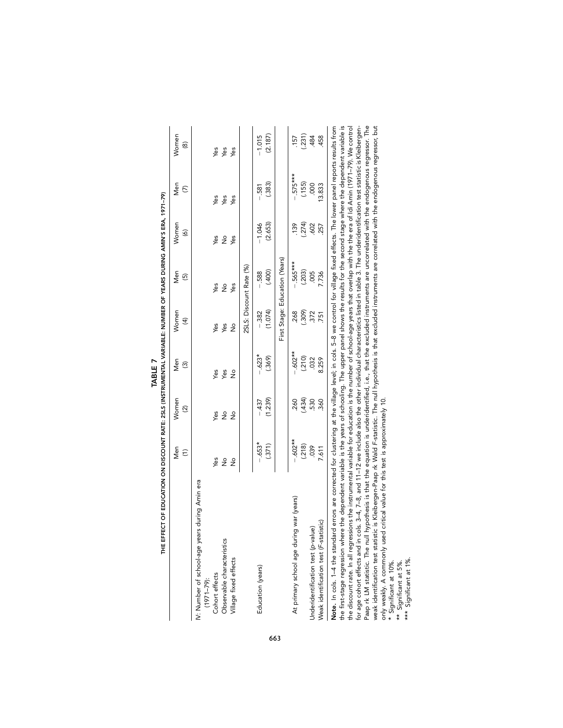**TABLE 7**

**THE EFFECT OF EDUCATION ON DISCOUNT RATE: 2SLS (INSTRUMENTAL VARIABLE: NUMBER OF YEARS DURING AMIN'S ERA, 1971–79)**

| | Men (1) | Women (2) | Men (3) | Women (4) | Men (5) | Women (6) | Men (7) | Women (8) |
|---|---|---|---|---|---|---|---|---|
| IV: Number of school-age years during Amin era (1971–79): | | | | | | | | |
| Cohort effects | Yes | Yes | Yes | Yes | Yes | Yes | Yes | Yes |
| Observable characteristics | No | No | Yes | Yes | No | No | Yes | Yes |
| Village fixed effects | No | No | No | No | Yes | Yes | Yes | Yes |
| | 2SLS: Discount Rate (%) | | | | | | | |
| Education (years) | −.653* | −.437 | −.623* | −.382 | −.588 | −1.046 | −.581 | −1.015 |
| | (.371) | (1.239) | (.369) | (1.074) | (.400) | (2.653) | (.383) | (2.187) |
| | First Stage: Education (Years) | | | | | | | |
| At primary school age during war (years) | −.602** | .260 | −.602** | .268 | −.565*** | .139 | −.575*** | .157 |
| | (.218) | (.434) | (.210) | (.309) | (.203) | (.274) | (.155) | (.231) |
| Underidentification test (p-value) | .039 | .530 | .032 | .372 | .005 | .602 | .000 | .484 |
| Weak identification test (F-statistic) | 7.611 | .360 | 8.259 | .751 | 7.736 | .257 | 13.833 | .458 |

**Note.** In cols. 1–4 the standard errors are corrected for clustering at the village level; in cols. 5–8 we control for village fixed effects. The lower panel reports results from the first-stage regression where the dependent variable is the years of schooling. The upper panel shows the results for the second stage where the dependent variable is the discount rate. In all regressions the instrumental variable for education is the number of school-age years that overlap with the the era of Idi Amin (1971–79). We control for age cohort effects and in cols. 3–4, 7–8, and 11–12 we include also the other individual characteristics listed in table 3. The underidentification test statistic is Kleibergen-Paap rk LM statistic. The null hypothesis is that the equation is underidentified, i.e., that the excluded instruments are uncorrelated with the endogenous regressor. The weak identification test statistic is Kleibergen-Paap rk Wald *F*-statistic. The null hypothesis is that excluded instruments are correlated with the endogenous regressor, but only weakly. A commonly used critical value for this test is approximately 10.

\* Significant at 10%.
\** Significant at 5%.
\*** Significant at 1%.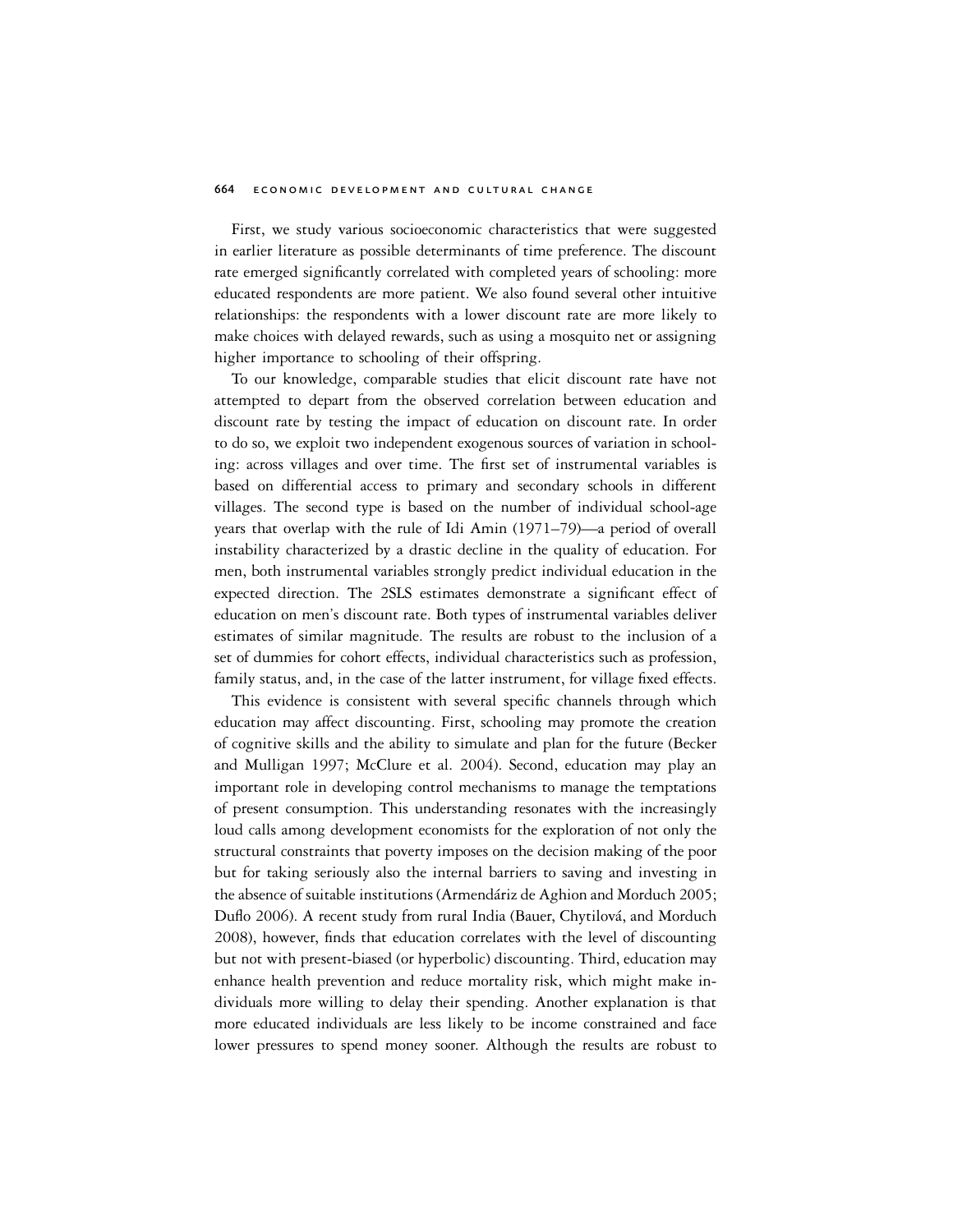First, we study various socioeconomic characteristics that were suggested in earlier literature as possible determinants of time preference. The discount rate emerged significantly correlated with completed years of schooling: more educated respondents are more patient. We also found several other intuitive relationships: the respondents with a lower discount rate are more likely to make choices with delayed rewards, such as using a mosquito net or assigning higher importance to schooling of their offspring.

To our knowledge, comparable studies that elicit discount rate have not attempted to depart from the observed correlation between education and discount rate by testing the impact of education on discount rate. In order to do so, we exploit two independent exogenous sources of variation in schooling: across villages and over time. The first set of instrumental variables is based on differential access to primary and secondary schools in different villages. The second type is based on the number of individual school-age years that overlap with the rule of Idi Amin (1971–79)—a period of overall instability characterized by a drastic decline in the quality of education. For men, both instrumental variables strongly predict individual education in the expected direction. The 2SLS estimates demonstrate a significant effect of education on men's discount rate. Both types of instrumental variables deliver estimates of similar magnitude. The results are robust to the inclusion of a set of dummies for cohort effects, individual characteristics such as profession, family status, and, in the case of the latter instrument, for village fixed effects.

This evidence is consistent with several specific channels through which education may affect discounting. First, schooling may promote the creation of cognitive skills and the ability to simulate and plan for the future (Becker and Mulligan 1997; McClure et al. 2004). Second, education may play an important role in developing control mechanisms to manage the temptations of present consumption. This understanding resonates with the increasingly loud calls among development economists for the exploration of not only the structural constraints that poverty imposes on the decision making of the poor but for taking seriously also the internal barriers to saving and investing in the absence of suitable institutions (Armendáriz de Aghion and Morduch 2005; Duflo 2006). A recent study from rural India (Bauer, Chytilová, and Morduch 2008), however, finds that education correlates with the level of discounting but not with present-biased (or hyperbolic) discounting. Third, education may enhance health prevention and reduce mortality risk, which might make individuals more willing to delay their spending. Another explanation is that more educated individuals are less likely to be income constrained and face lower pressures to spend money sooner. Although the results are robust to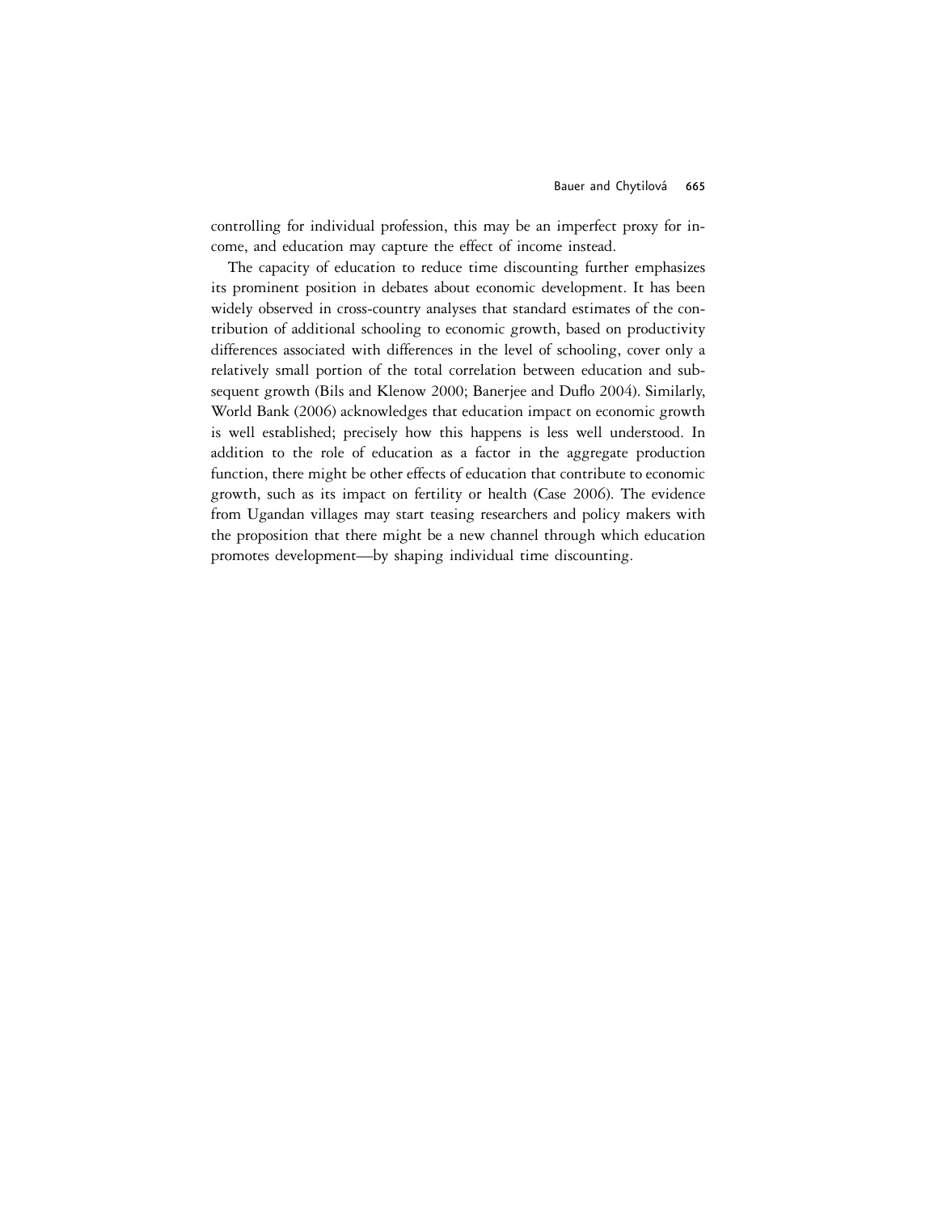controlling for individual profession, this may be an imperfect proxy for income, and education may capture the effect of income instead.

The capacity of education to reduce time discounting further emphasizes its prominent position in debates about economic development. It has been widely observed in cross-country analyses that standard estimates of the contribution of additional schooling to economic growth, based on productivity differences associated with differences in the level of schooling, cover only a relatively small portion of the total correlation between education and subsequent growth (Bils and Klenow 2000; Banerjee and Duflo 2004). Similarly, World Bank (2006) acknowledges that education impact on economic growth is well established; precisely how this happens is less well understood. In addition to the role of education as a factor in the aggregate production function, there might be other effects of education that contribute to economic growth, such as its impact on fertility or health (Case 2006). The evidence from Ugandan villages may start teasing researchers and policy makers with the proposition that there might be a new channel through which education promotes development—by shaping individual time discounting.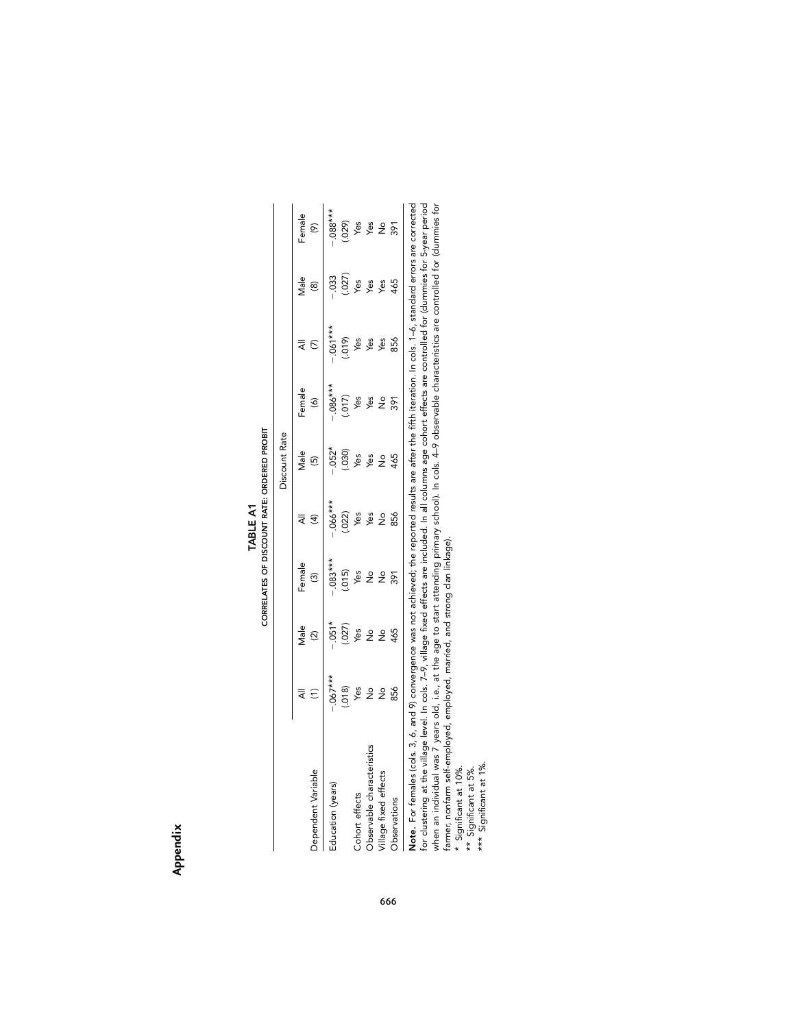# Appendix

**TABLE A1**
**CORRELATES OF DISCOUNT RATE: ORDERED PROBIT**

| | Discount Rate | | | | | | | | |
|---|---|---|---|---|---|---|---|---|---|
| Dependent Variable | All (1) | Male (2) | Female (3) | All (4) | Male (5) | Female (6) | All (7) | Male (8) | Female (9) |
| Education (years) | −.067*** | −.051* | −.083*** | −.066*** | −.052* | −.086*** | −.061*** | −.033 | −.088*** |
| | (.018) | (.027) | (.015) | (.022) | (.030) | (.017) | (.019) | (.027) | (.029) |
| Cohort effects | Yes | Yes | Yes | Yes | Yes | Yes | Yes | Yes | Yes |
| Observable characteristics | No | No | No | Yes | Yes | Yes | Yes | Yes | Yes |
| Village fixed effects | No | No | No | No | No | No | Yes | Yes | No |
| Observations | 856 | 465 | 391 | 856 | 465 | 391 | 856 | 465 | 391 |

**Note.** For females (cols. 3, 6, and 9) convergence was not achieved; the reported results are after the fifth iteration. In cols. 1–6, standard errors are corrected for clustering at the village level. In cols. 7–9, village fixed effects are included. In all columns age cohort effects are controlled for (dummies for 5-year period when an individual was 7 years old, i.e., at the age to start attending primary school). In cols. 4–9 observable characteristics are controlled for (dummies for farmer, nonfarm self-employed, employed, married, and strong clan linkage).

\* Significant at 10%.
\*\* Significant at 5%.
\*\*\* Significant at 1%.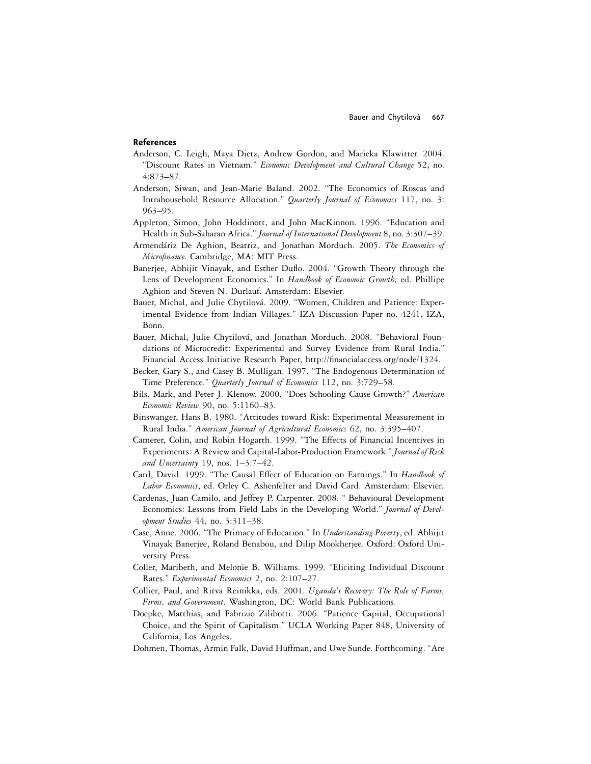## References

Anderson, C. Leigh, Maya Dietz, Andrew Gordon, and Marieka Klawitter. 2004. "Discount Rates in Vietnam." *Economic Development and Cultural Change* 52, no. 4:873–87.

Anderson, Siwan, and Jean-Marie Baland. 2002. "The Economics of Roscas and Intrahousehold Resource Allocation." *Quarterly Journal of Economics* 117, no. 3: 963–95.

Appleton, Simon, John Hoddinott, and John MacKinnon. 1996. "Education and Health in Sub-Saharan Africa." *Journal of International Development* 8, no. 3:307–39.

Armendáriz De Aghion, Beatriz, and Jonathan Morduch. 2005. *The Economics of Microfinance*. Cambridge, MA: MIT Press.

Banerjee, Abhijit Vinayak, and Esther Duflo. 2004. "Growth Theory through the Lens of Development Economics." In *Handbook of Economic Growth,* ed. Phillipe Aghion and Steven N. Durlauf. Amsterdam: Elsevier.

Bauer, Michal, and Julie Chytilová. 2009. "Women, Children and Patience: Experimental Evidence from Indian Villages." IZA Discussion Paper no. 4241, IZA, Bonn.

Bauer, Michal, Julie Chytilová, and Jonathan Morduch. 2008. "Behavioral Foundations of Microcredit: Experimental and Survey Evidence from Rural India." Financial Access Initiative Research Paper, http://financialaccess.org/node/1324.

Becker, Gary S., and Casey B. Mulligan. 1997. "The Endogenous Determination of Time Preference." *Quarterly Journal of Economics* 112, no. 3:729–58.

Bils, Mark, and Peter J. Klenow. 2000. "Does Schooling Cause Growth?" *American Economic Review* 90, no. 5:1160–83.

Binswanger, Hans B. 1980. "Attitudes toward Risk: Experimental Measurement in Rural India." *American Journal of Agricultural Economics* 62, no. 3:395–407.

Camerer, Colin, and Robin Hogarth. 1999. "The Effects of Financial Incentives in Experiments: A Review and Capital-Labor-Production Framework." *Journal of Risk and Uncertainty* 19, nos. 1–3:7–42.

Card, David. 1999. "The Causal Effect of Education on Earnings." In *Handbook of Labor Economics*, ed. Orley C. Ashenfelter and David Card. Amsterdam: Elsevier.

Cardenas, Juan Camilo, and Jeffrey P. Carpenter. 2008. " Behavioural Development Economics: Lessons from Field Labs in the Developing World." *Journal of Development Studies* 44, no. 3:311–38.

Case, Anne. 2006. "The Primacy of Education." In *Understanding Poverty*, ed. Abhijit Vinayak Banerjee, Roland Benabou, and Dilip Mookherjee. Oxford: Oxford University Press.

Coller, Maribeth, and Melonie B. Williams. 1999. "Eliciting Individual Discount Rates." *Experimental Economics* 2, no. 2:107–27.

Collier, Paul, and Ritva Reinikka, eds. 2001. *Uganda's Recovery: The Role of Farms, Firms, and Government*. Washington, DC: World Bank Publications.

Doepke, Matthias, and Fabrizio Zilibotti. 2006. "Patience Capital, Occupational Choice, and the Spirit of Capitalism." UCLA Working Paper 848, University of California, Los Angeles.

Dohmen, Thomas, Armin Falk, David Huffman, and Uwe Sunde. Forthcoming. "Are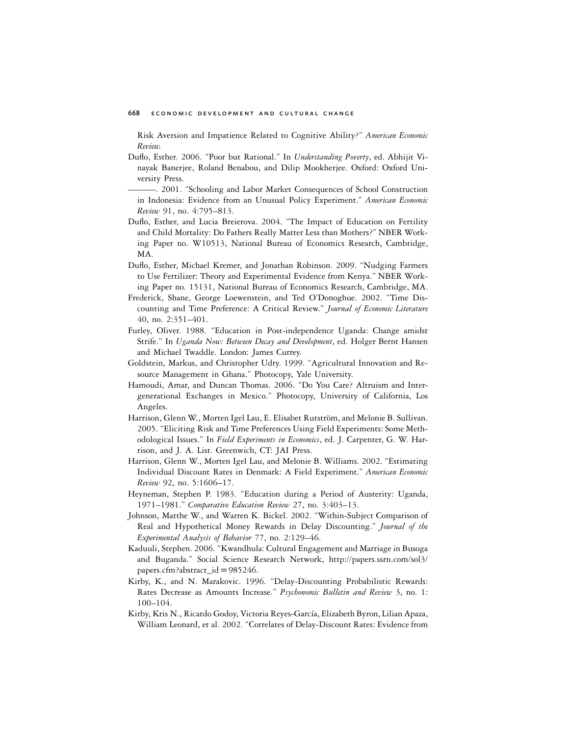Risk Aversion and Impatience Related to Cognitive Ability?" *American Economic Review.*

Duflo, Esther. 2006. "Poor but Rational." In *Understanding Poverty*, ed. Abhijit Vinayak Banerjee, Roland Benabou, and Dilip Mookherjee. Oxford: Oxford University Press.

———. 2001. "Schooling and Labor Market Consequences of School Construction in Indonesia: Evidence from an Unusual Policy Experiment." *American Economic Review* 91, no. 4:795–813.

Duflo, Esther, and Lucia Breierova. 2004. "The Impact of Education on Fertility and Child Mortality: Do Fathers Really Matter Less than Mothers?" NBER Working Paper no. W10513, National Bureau of Economics Research, Cambridge, MA.

Duflo, Esther, Michael Kremer, and Jonathan Robinson. 2009. "Nudging Farmers to Use Fertilizer: Theory and Experimental Evidence from Kenya." NBER Working Paper no. 15131, National Bureau of Economics Research, Cambridge, MA.

Frederick, Shane, George Loewenstein, and Ted O'Donoghue. 2002. "Time Discounting and Time Preference: A Critical Review." *Journal of Economic Literature* 40, no. 2:351–401.

Furley, Oliver. 1988. "Education in Post-independence Uganda: Change amidst Strife." In *Uganda Now: Between Decay and Development*, ed. Holger Bernt Hansen and Michael Twaddle. London: James Currey.

Goldstein, Markus, and Christopher Udry. 1999. "Agricultural Innovation and Resource Management in Ghana." Photocopy, Yale University.

Hamoudi, Amar, and Duncan Thomas. 2006. "Do You Care? Altruism and Intergenerational Exchanges in Mexico." Photocopy, University of California, Los Angeles.

Harrison, Glenn W., Morten Igel Lau, E. Elisabet Rutström, and Melonie B. Sullivan. 2005. "Eliciting Risk and Time Preferences Using Field Experiments: Some Methodological Issues." In *Field Experiments in Economics*, ed. J. Carpenter, G. W. Harrison, and J. A. List. Greenwich, CT: JAI Press.

Harrison, Glenn W., Morten Igel Lau, and Melonie B. Williams. 2002. "Estimating Individual Discount Rates in Denmark: A Field Experiment." *American Economic Review* 92, no. 5:1606–17.

Heyneman, Stephen P. 1983. "Education during a Period of Austerity: Uganda, 1971–1981." *Comparative Education Review* 27, no. 3:403–13.

Johnson, Matthe W., and Warren K. Bickel. 2002. "Within-Subject Comparison of Real and Hypothetical Money Rewards in Delay Discounting." *Journal of the Experimental Analysis of Behavior* 77, no. 2:129–46.

Kaduuli, Stephen. 2006. "Kwandhula: Cultural Engagement and Marriage in Busoga and Buganda." Social Science Research Network, http://papers.ssrn.com/sol3/papers.cfm?abstract_id=985246.

Kirby, K., and N. Marakovic. 1996. "Delay-Discounting Probabilistic Rewards: Rates Decrease as Amounts Increase." *Psychonomic Bulletin and Review* 3, no. 1: 100–104.

Kirby, Kris N., Ricardo Godoy, Victoria Reyes-García, Elizabeth Byron, Lilian Apaza, William Leonard, et al. 2002. "Correlates of Delay-Discount Rates: Evidence from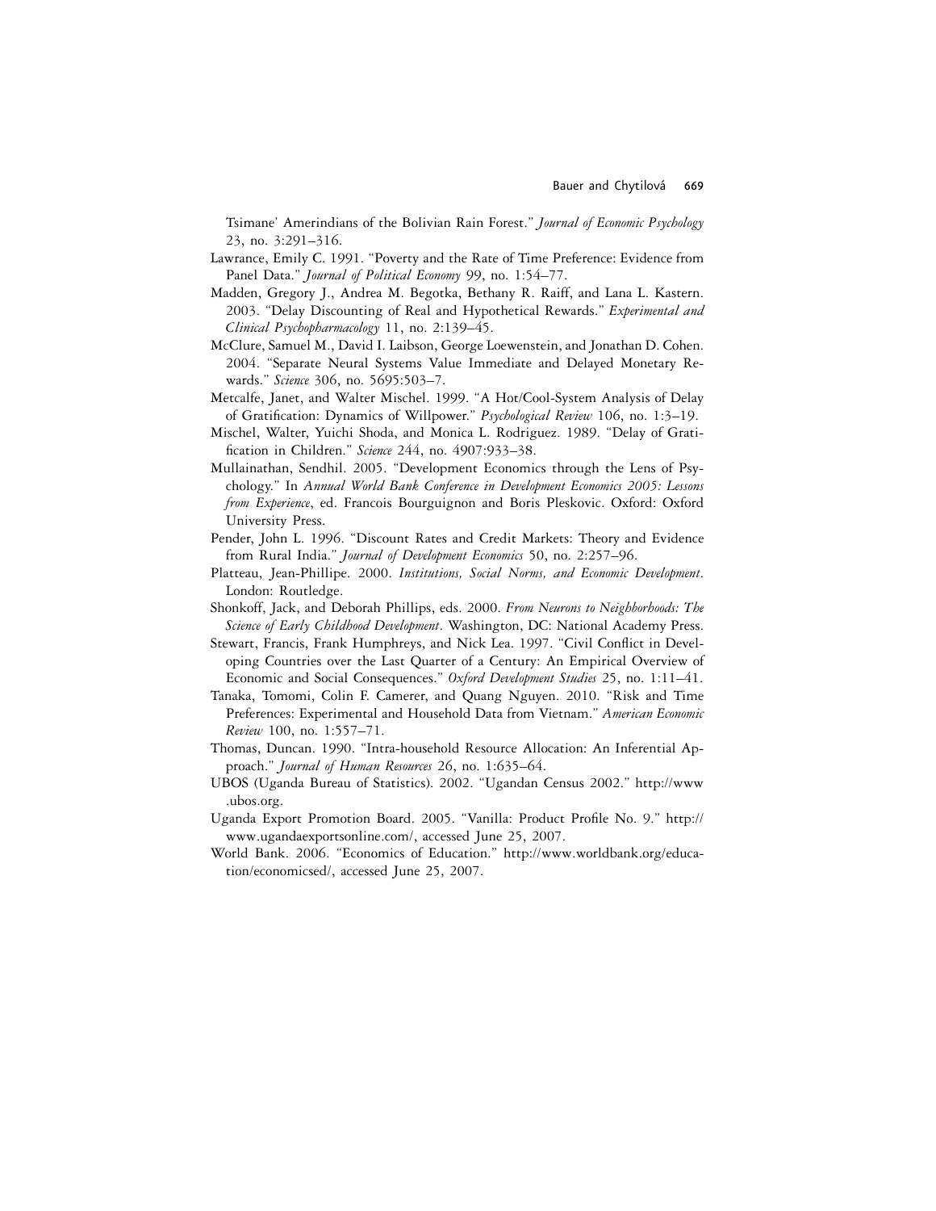Tsimane' Amerindians of the Bolivian Rain Forest." *Journal of Economic Psychology* 23, no. 3:291–316.

Lawrance, Emily C. 1991. "Poverty and the Rate of Time Preference: Evidence from Panel Data." *Journal of Political Economy* 99, no. 1:54–77.

Madden, Gregory J., Andrea M. Begotka, Bethany R. Raiff, and Lana L. Kastern. 2003. "Delay Discounting of Real and Hypothetical Rewards." *Experimental and Clinical Psychopharmacology* 11, no. 2:139–45.

McClure, Samuel M., David I. Laibson, George Loewenstein, and Jonathan D. Cohen. 2004. "Separate Neural Systems Value Immediate and Delayed Monetary Rewards." *Science* 306, no. 5695:503–7.

Metcalfe, Janet, and Walter Mischel. 1999. "A Hot/Cool-System Analysis of Delay of Gratification: Dynamics of Willpower." *Psychological Review* 106, no. 1:3–19.

Mischel, Walter, Yuichi Shoda, and Monica L. Rodriguez. 1989. "Delay of Gratification in Children." *Science* 244, no. 4907:933–38.

Mullainathan, Sendhil. 2005. "Development Economics through the Lens of Psychology." In *Annual World Bank Conference in Development Economics 2005: Lessons from Experience*, ed. Francois Bourguignon and Boris Pleskovic. Oxford: Oxford University Press.

Pender, John L. 1996. "Discount Rates and Credit Markets: Theory and Evidence from Rural India." *Journal of Development Economics* 50, no. 2:257–96.

Platteau, Jean-Phillipe. 2000. *Institutions, Social Norms, and Economic Development*. London: Routledge.

Shonkoff, Jack, and Deborah Phillips, eds. 2000. *From Neurons to Neighborhoods: The Science of Early Childhood Development*. Washington, DC: National Academy Press.

Stewart, Francis, Frank Humphreys, and Nick Lea. 1997. "Civil Conflict in Developing Countries over the Last Quarter of a Century: An Empirical Overview of Economic and Social Consequences." *Oxford Development Studies* 25, no. 1:11–41.

Tanaka, Tomomi, Colin F. Camerer, and Quang Nguyen. 2010. "Risk and Time Preferences: Experimental and Household Data from Vietnam." *American Economic Review* 100, no. 1:557–71.

Thomas, Duncan. 1990. "Intra-household Resource Allocation: An Inferential Approach." *Journal of Human Resources* 26, no. 1:635–64.

UBOS (Uganda Bureau of Statistics). 2002. "Ugandan Census 2002." http://www.ubos.org.

Uganda Export Promotion Board. 2005. "Vanilla: Product Profile No. 9." http://www.ugandaexportsonline.com/, accessed June 25, 2007.

World Bank. 2006. "Economics of Education." http://www.worldbank.org/education/economicsed/, accessed June 25, 2007.